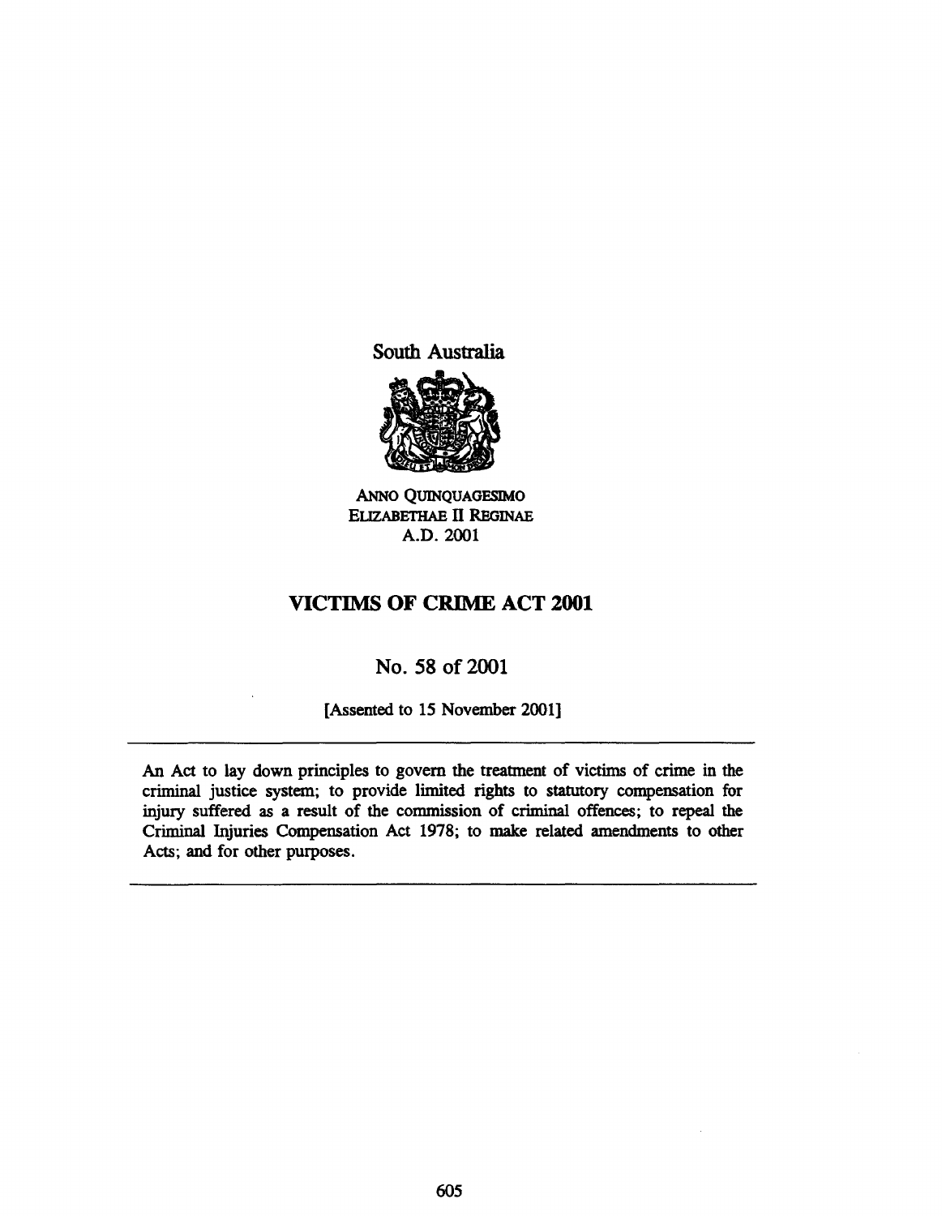South Australia

ANNO QUINQUAGESIMO
ELIZABETHAE II REGINAE
A.D. 2001

# VICTIMS OF CRIME ACT 2001

No. 58 of 2001

[Assented to 15 November 2001]

---

An Act to lay down principles to govern the treatment of victims of crime in the criminal justice system; to provide limited rights to statutory compensation for injury suffered as a result of the commission of criminal offences; to repeal the Criminal Injuries Compensation Act 1978; to make related amendments to other Acts; and for other purposes.

---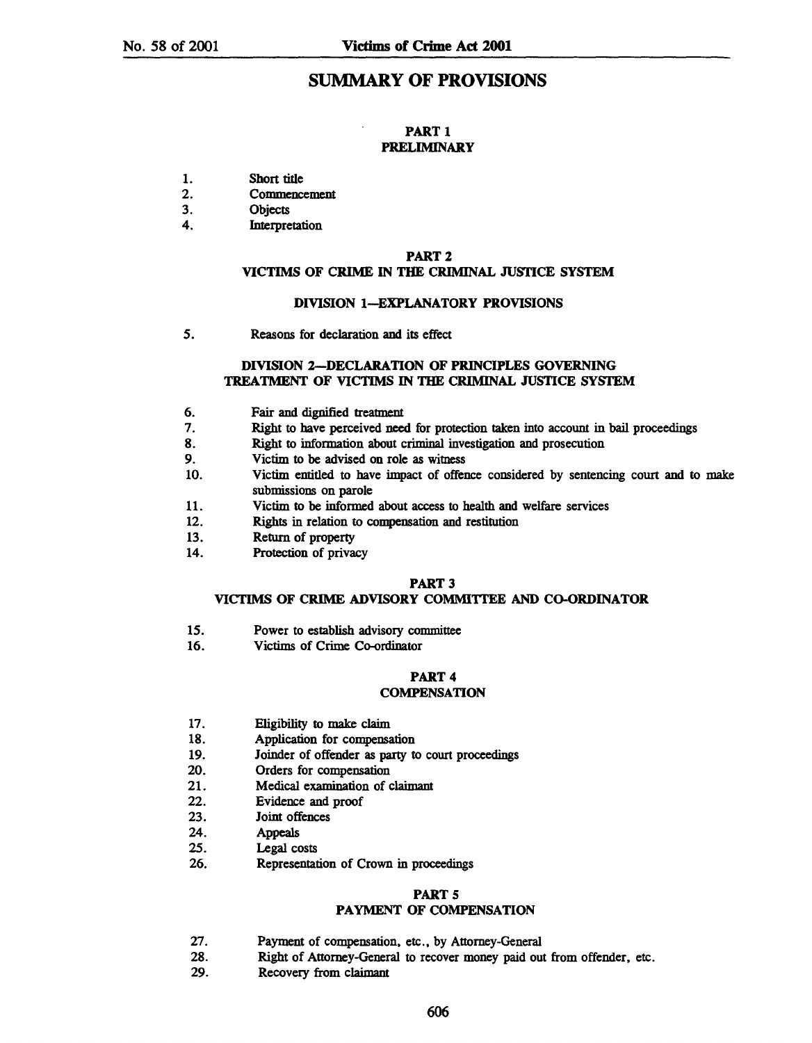# SUMMARY OF PROVISIONS

## PART 1
## PRELIMINARY

1. Short title
2. Commencement
3. Objects
4. Interpretation

## PART 2
## VICTIMS OF CRIME IN THE CRIMINAL JUSTICE SYSTEM

### DIVISION 1—EXPLANATORY PROVISIONS

5. Reasons for declaration and its effect

### DIVISION 2—DECLARATION OF PRINCIPLES GOVERNING TREATMENT OF VICTIMS IN THE CRIMINAL JUSTICE SYSTEM

6. Fair and dignified treatment
7. Right to have perceived need for protection taken into account in bail proceedings
8. Right to information about criminal investigation and prosecution
9. Victim to be advised on role as witness
10. Victim entitled to have impact of offence considered by sentencing court and to make submissions on parole
11. Victim to be informed about access to health and welfare services
12. Rights in relation to compensation and restitution
13. Return of property
14. Protection of privacy

## PART 3
## VICTIMS OF CRIME ADVISORY COMMITTEE AND CO-ORDINATOR

15. Power to establish advisory committee
16. Victims of Crime Co-ordinator

## PART 4
## COMPENSATION

17. Eligibility to make claim
18. Application for compensation
19. Joinder of offender as party to court proceedings
20. Orders for compensation
21. Medical examination of claimant
22. Evidence and proof
23. Joint offences
24. Appeals
25. Legal costs
26. Representation of Crown in proceedings

## PART 5
## PAYMENT OF COMPENSATION

27. Payment of compensation, etc., by Attorney-General
28. Right of Attorney-General to recover money paid out from offender, etc.
29. Recovery from claimant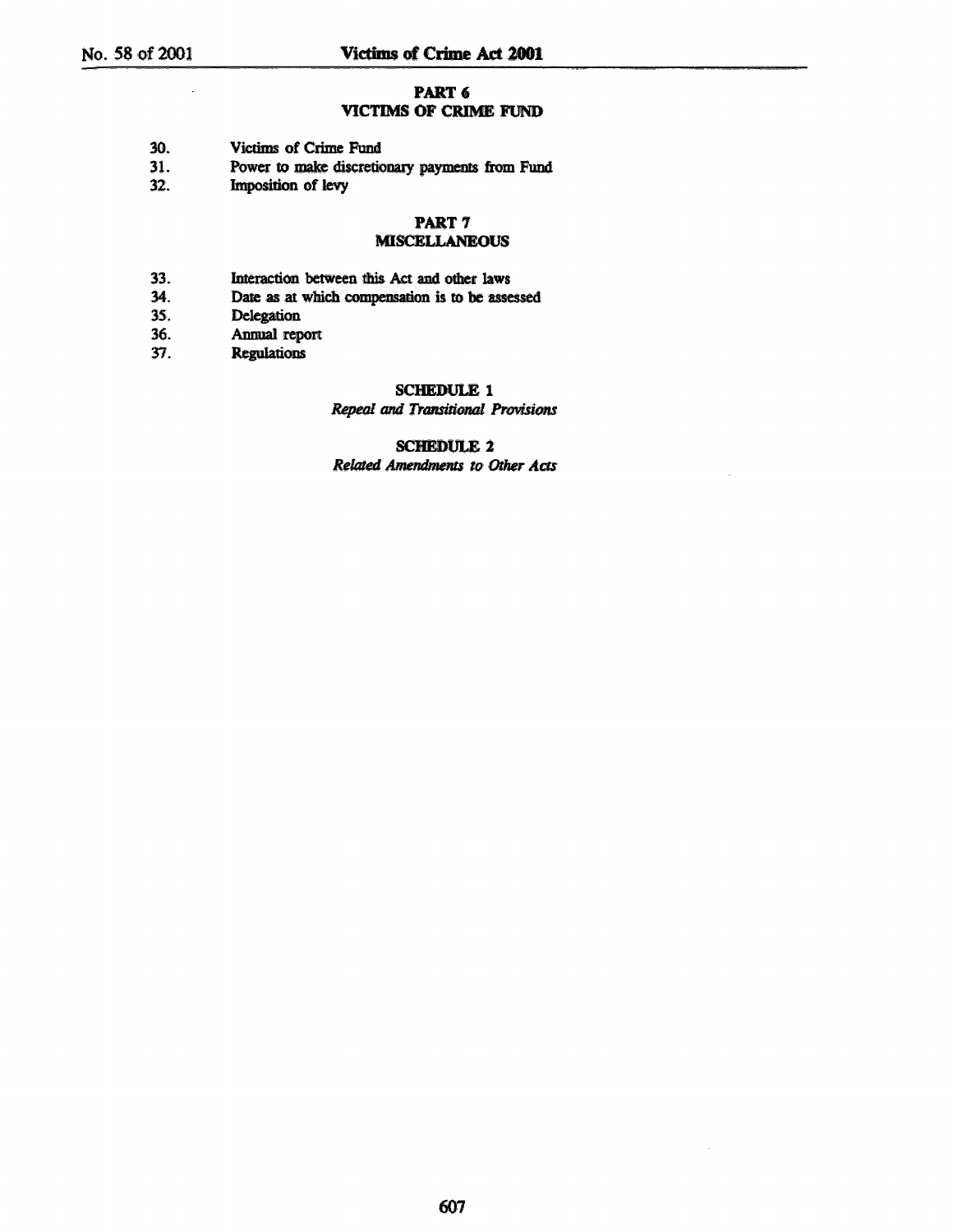## PART 6
## VICTIMS OF CRIME FUND

30. Victims of Crime Fund
31. Power to make discretionary payments from Fund
32. Imposition of levy

## PART 7
## MISCELLANEOUS

33. Interaction between this Act and other laws
34. Date as at which compensation is to be assessed
35. Delegation
36. Annual report
37. Regulations

## SCHEDULE 1
*Repeal and Transitional Provisions*

## SCHEDULE 2
*Related Amendments to Other Acts*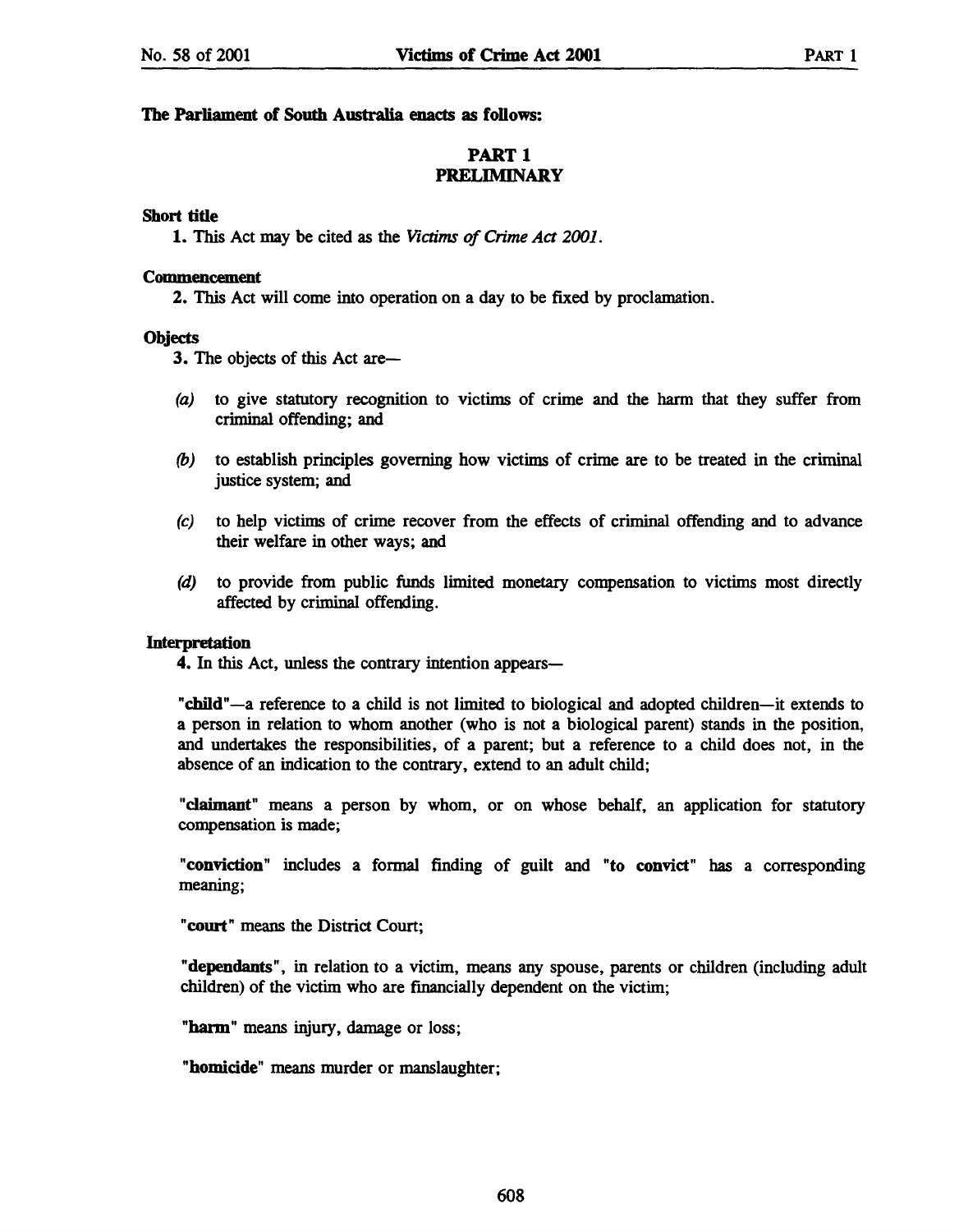**The Parliament of South Australia enacts as follows:**

## PART 1
## PRELIMINARY

**Short title**

**1.** This Act may be cited as the *Victims of Crime Act 2001*.

**Commencement**

**2.** This Act will come into operation on a day to be fixed by proclamation.

**Objects**

**3.** The objects of this Act are—

*(a)* to give statutory recognition to victims of crime and the harm that they suffer from criminal offending; and

*(b)* to establish principles governing how victims of crime are to be treated in the criminal justice system; and

*(c)* to help victims of crime recover from the effects of criminal offending and to advance their welfare in other ways; and

*(d)* to provide from public funds limited monetary compensation to victims most directly affected by criminal offending.

**Interpretation**

**4.** In this Act, unless the contrary intention appears—

"**child**"—a reference to a child is not limited to biological and adopted children—it extends to a person in relation to whom another (who is not a biological parent) stands in the position, and undertakes the responsibilities, of a parent; but a reference to a child does not, in the absence of an indication to the contrary, extend to an adult child;

"**claimant**" means a person by whom, or on whose behalf, an application for statutory compensation is made;

"**conviction**" includes a formal finding of guilt and "**to convict**" has a corresponding meaning;

"**court**" means the District Court;

"**dependants**", in relation to a victim, means any spouse, parents or children (including adult children) of the victim who are financially dependent on the victim;

"**harm**" means injury, damage or loss;

"**homicide**" means murder or manslaughter;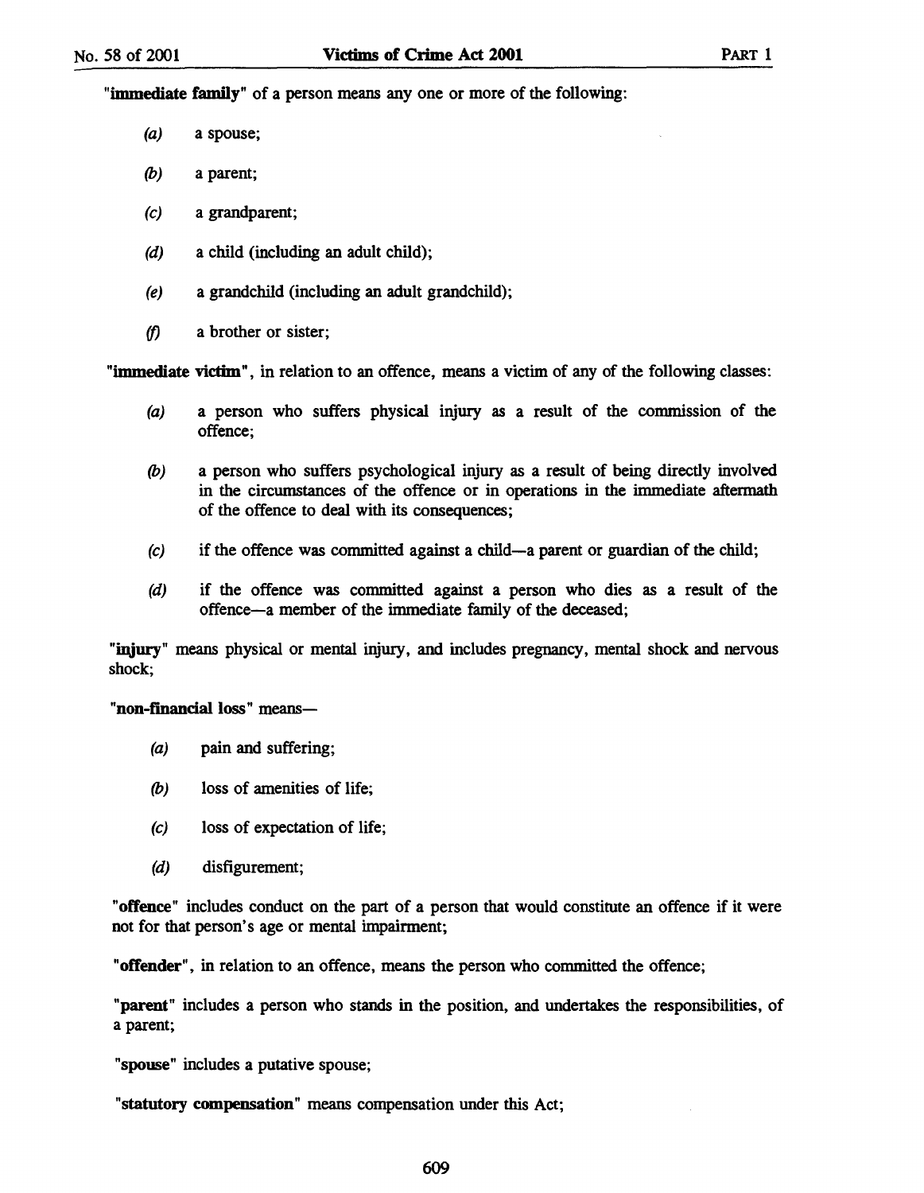"**immediate family**" of a person means any one or more of the following:

*(a)* a spouse;

*(b)* a parent;

*(c)* a grandparent;

*(d)* a child (including an adult child);

*(e)* a grandchild (including an adult grandchild);

*(f)* a brother or sister;

"**immediate victim**", in relation to an offence, means a victim of any of the following classes:

*(a)* a person who suffers physical injury as a result of the commission of the offence;

*(b)* a person who suffers psychological injury as a result of being directly involved in the circumstances of the offence or in operations in the immediate aftermath of the offence to deal with its consequences;

*(c)* if the offence was committed against a child—a parent or guardian of the child;

*(d)* if the offence was committed against a person who dies as a result of the offence—a member of the immediate family of the deceased;

"**injury**" means physical or mental injury, and includes pregnancy, mental shock and nervous shock;

"**non-financial loss**" means—

*(a)* pain and suffering;

*(b)* loss of amenities of life;

*(c)* loss of expectation of life;

*(d)* disfigurement;

"**offence**" includes conduct on the part of a person that would constitute an offence if it were not for that person's age or mental impairment;

"**offender**", in relation to an offence, means the person who committed the offence;

"**parent**" includes a person who stands in the position, and undertakes the responsibilities, of a parent;

"**spouse**" includes a putative spouse;

"**statutory compensation**" means compensation under this Act;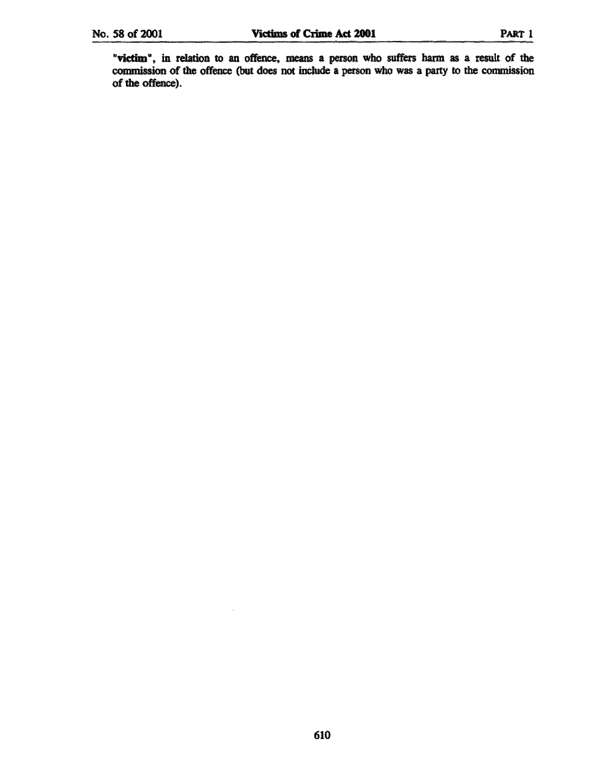"**victim**", in relation to an offence, means a person who suffers harm as a result of the commission of the offence (but does not include a person who was a party to the commission of the offence).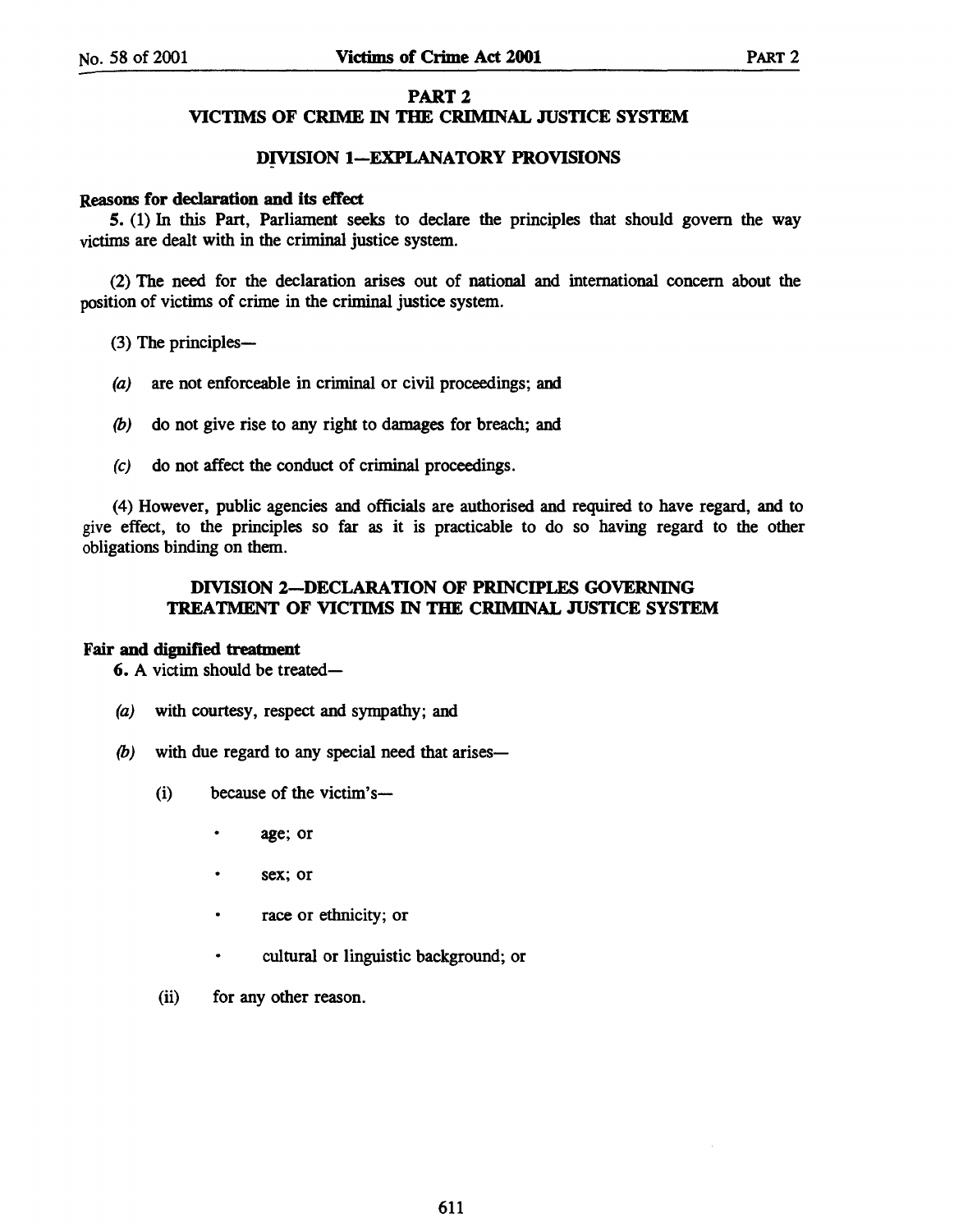## PART 2

## VICTIMS OF CRIME IN THE CRIMINAL JUSTICE SYSTEM

### DIVISION 1—EXPLANATORY PROVISIONS

**Reasons for declaration and its effect**

**5.** (1) In this Part, Parliament seeks to declare the principles that should govern the way victims are dealt with in the criminal justice system.

(2) The need for the declaration arises out of national and international concern about the position of victims of crime in the criminal justice system.

(3) The principles—

*(a)* are not enforceable in criminal or civil proceedings; and

*(b)* do not give rise to any right to damages for breach; and

*(c)* do not affect the conduct of criminal proceedings.

(4) However, public agencies and officials are authorised and required to have regard, and to give effect, to the principles so far as it is practicable to do so having regard to the other obligations binding on them.

### DIVISION 2—DECLARATION OF PRINCIPLES GOVERNING TREATMENT OF VICTIMS IN THE CRIMINAL JUSTICE SYSTEM

**Fair and dignified treatment**

**6.** A victim should be treated—

*(a)* with courtesy, respect and sympathy; and

*(b)* with due regard to any special need that arises—

(i) because of the victim's—

- age; or
- sex; or
- race or ethnicity; or
- cultural or linguistic background; or

(ii) for any other reason.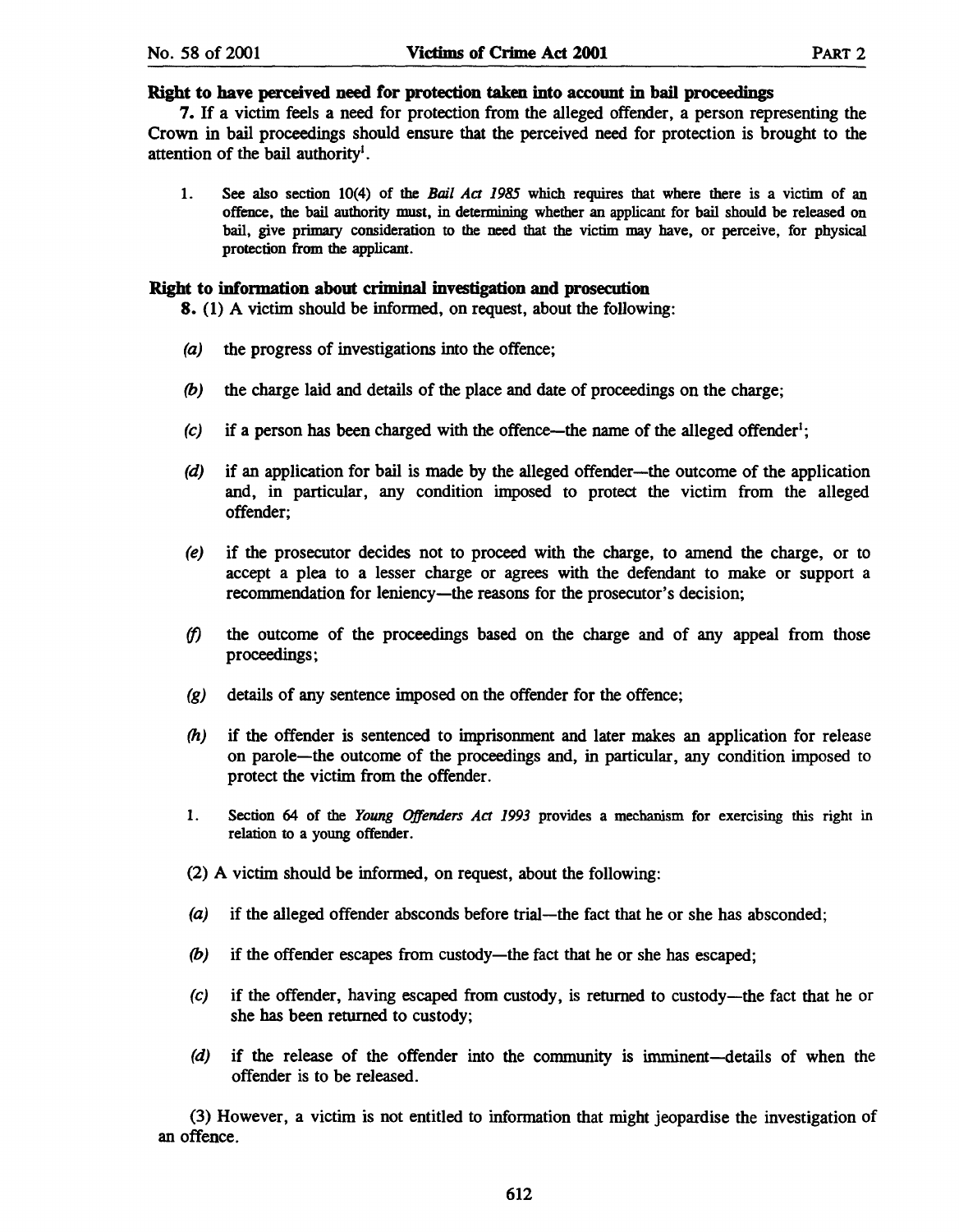### Right to have perceived need for protection taken into account in bail proceedings

**7.** If a victim feels a need for protection from the alleged offender, a person representing the Crown in bail proceedings should ensure that the perceived need for protection is brought to the attention of the bail authority[1].

1. See also section 10(4) of the *Bail Act 1985* which requires that where there is a victim of an offence, the bail authority must, in determining whether an applicant for bail should be released on bail, give primary consideration to the need that the victim may have, or perceive, for physical protection from the applicant.

### Right to information about criminal investigation and prosecution

**8.** (1) A victim should be informed, on request, about the following:

*(a)* the progress of investigations into the offence;

*(b)* the charge laid and details of the place and date of proceedings on the charge;

*(c)* if a person has been charged with the offence—the name of the alleged offender[1];

*(d)* if an application for bail is made by the alleged offender—the outcome of the application and, in particular, any condition imposed to protect the victim from the alleged offender;

*(e)* if the prosecutor decides not to proceed with the charge, to amend the charge, or to accept a plea to a lesser charge or agrees with the defendant to make or support a recommendation for leniency—the reasons for the prosecutor's decision;

*(f)* the outcome of the proceedings based on the charge and of any appeal from those proceedings;

*(g)* details of any sentence imposed on the offender for the offence;

*(h)* if the offender is sentenced to imprisonment and later makes an application for release on parole—the outcome of the proceedings and, in particular, any condition imposed to protect the victim from the offender.

1. Section 64 of the *Young Offenders Act 1993* provides a mechanism for exercising this right in relation to a young offender.

(2) A victim should be informed, on request, about the following:

*(a)* if the alleged offender absconds before trial—the fact that he or she has absconded;

*(b)* if the offender escapes from custody—the fact that he or she has escaped;

*(c)* if the offender, having escaped from custody, is returned to custody—the fact that he or she has been returned to custody;

*(d)* if the release of the offender into the community is imminent—details of when the offender is to be released.

(3) However, a victim is not entitled to information that might jeopardise the investigation of an offence.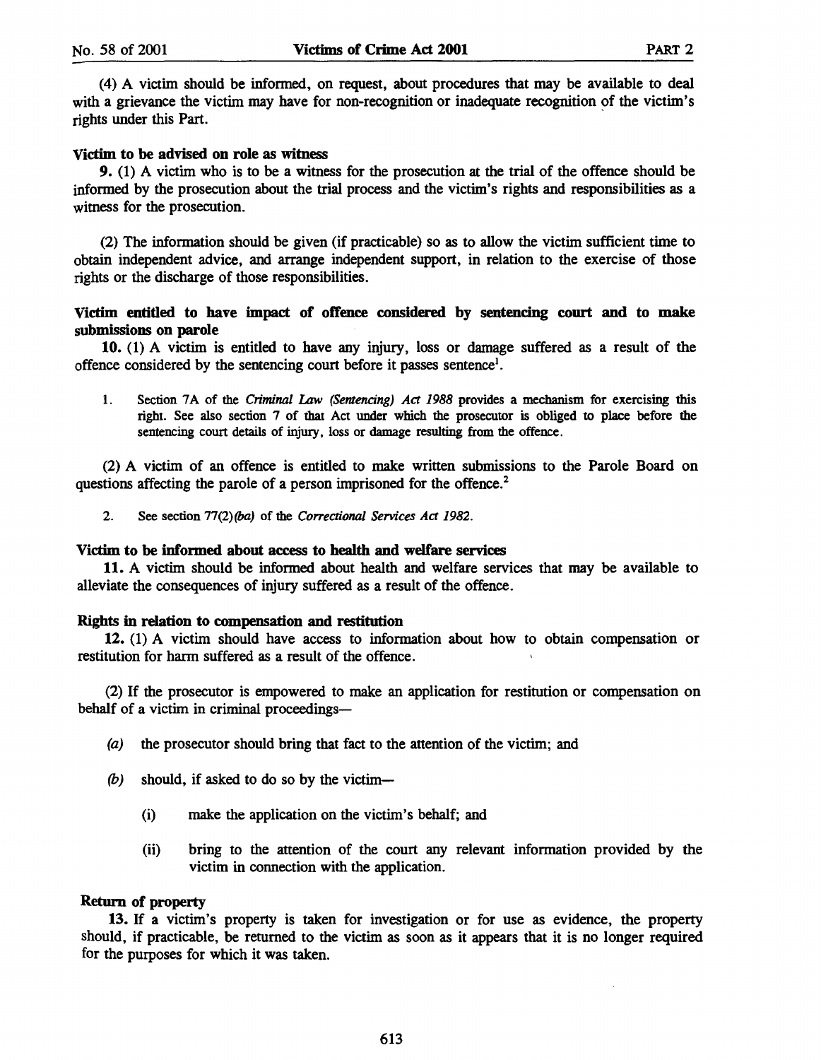(4) A victim should be informed, on request, about procedures that may be available to deal with a grievance the victim may have for non-recognition or inadequate recognition of the victim's rights under this Part.

**Victim to be advised on role as witness**

**9.** (1) A victim who is to be a witness for the prosecution at the trial of the offence should be informed by the prosecution about the trial process and the victim's rights and responsibilities as a witness for the prosecution.

(2) The information should be given (if practicable) so as to allow the victim sufficient time to obtain independent advice, and arrange independent support, in relation to the exercise of those rights or the discharge of those responsibilities.

**Victim entitled to have impact of offence considered by sentencing court and to make submissions on parole**

**10.** (1) A victim is entitled to have any injury, loss or damage suffered as a result of the offence considered by the sentencing court before it passes sentence[1].

1. Section 7A of the *Criminal Law (Sentencing) Act 1988* provides a mechanism for exercising this right. See also section 7 of that Act under which the prosecutor is obliged to place before the sentencing court details of injury, loss or damage resulting from the offence.

(2) A victim of an offence is entitled to make written submissions to the Parole Board on questions affecting the parole of a person imprisoned for the offence.[2]

2. See section 77(2)*(ba)* of the *Correctional Services Act 1982*.

**Victim to be informed about access to health and welfare services**

**11.** A victim should be informed about health and welfare services that may be available to alleviate the consequences of injury suffered as a result of the offence.

**Rights in relation to compensation and restitution**

**12.** (1) A victim should have access to information about how to obtain compensation or restitution for harm suffered as a result of the offence.

(2) If the prosecutor is empowered to make an application for restitution or compensation on behalf of a victim in criminal proceedings—

*(a)* the prosecutor should bring that fact to the attention of the victim; and

*(b)* should, if asked to do so by the victim—

(i) make the application on the victim's behalf; and

(ii) bring to the attention of the court any relevant information provided by the victim in connection with the application.

**Return of property**

**13.** If a victim's property is taken for investigation or for use as evidence, the property should, if practicable, be returned to the victim as soon as it appears that it is no longer required for the purposes for which it was taken.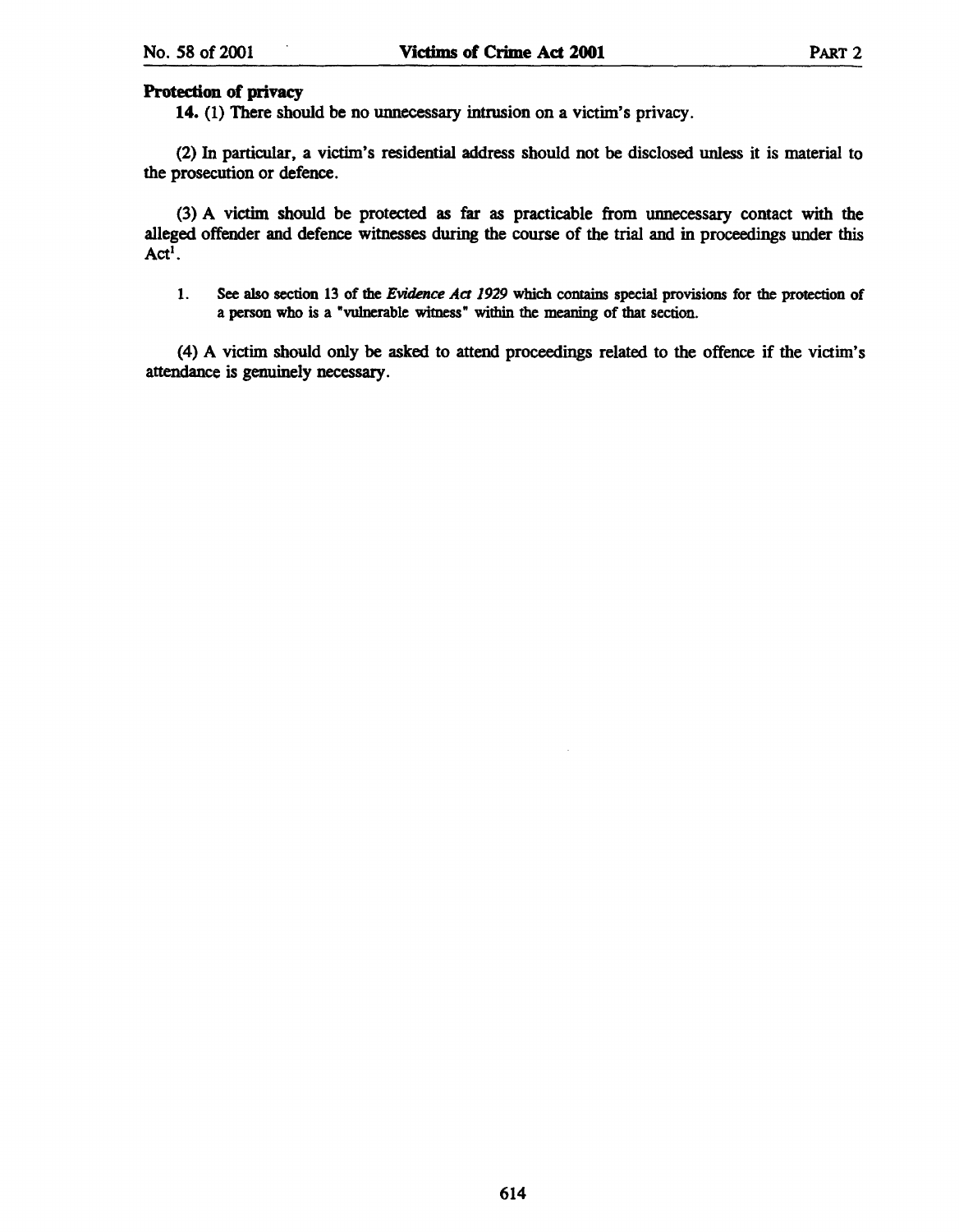**Protection of privacy**

**14.** (1) There should be no unnecessary intrusion on a victim's privacy.

(2) In particular, a victim's residential address should not be disclosed unless it is material to the prosecution or defence.

(3) A victim should be protected as far as practicable from unnecessary contact with the alleged offender and defence witnesses during the course of the trial and in proceedings under this Act[1].

1. See also section 13 of the *Evidence Act 1929* which contains special provisions for the protection of a person who is a "vulnerable witness" within the meaning of that section.

(4) A victim should only be asked to attend proceedings related to the offence if the victim's attendance is genuinely necessary.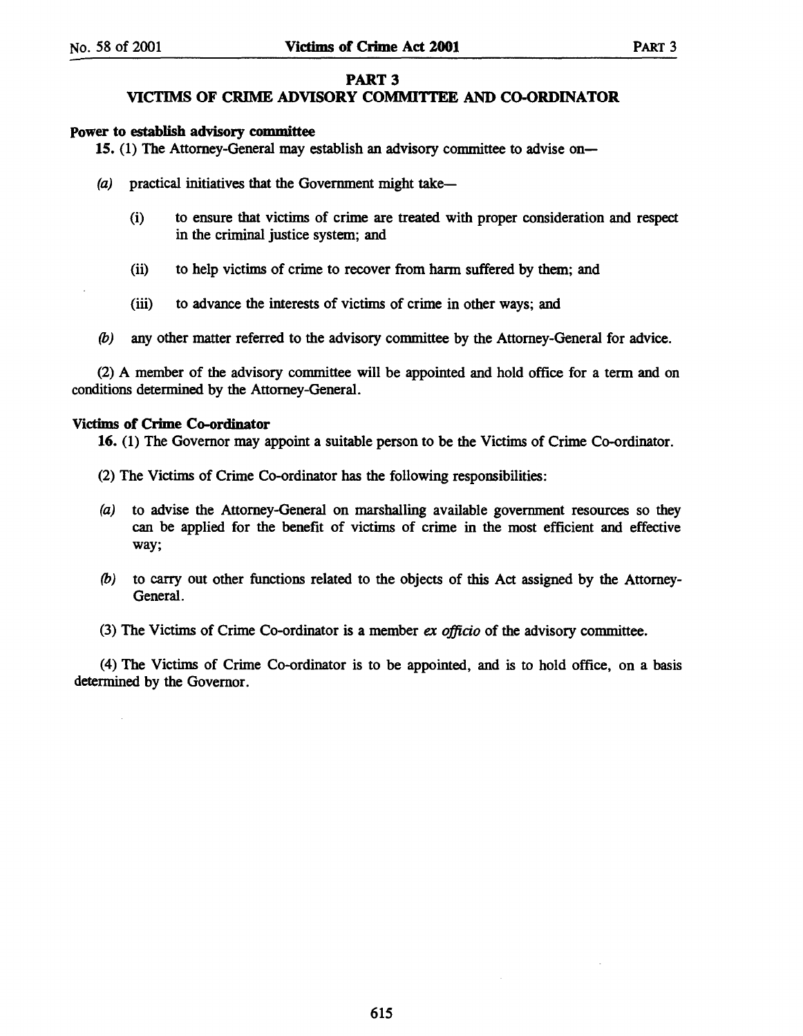## PART 3

## VICTIMS OF CRIME ADVISORY COMMITTEE AND CO-ORDINATOR

**Power to establish advisory committee**

**15.** (1) The Attorney-General may establish an advisory committee to advise on—

*(a)* practical initiatives that the Government might take—

(i) to ensure that victims of crime are treated with proper consideration and respect in the criminal justice system; and

(ii) to help victims of crime to recover from harm suffered by them; and

(iii) to advance the interests of victims of crime in other ways; and

*(b)* any other matter referred to the advisory committee by the Attorney-General for advice.

(2) A member of the advisory committee will be appointed and hold office for a term and on conditions determined by the Attorney-General.

**Victims of Crime Co-ordinator**

**16.** (1) The Governor may appoint a suitable person to be the Victims of Crime Co-ordinator.

(2) The Victims of Crime Co-ordinator has the following responsibilities:

*(a)* to advise the Attorney-General on marshalling available government resources so they can be applied for the benefit of victims of crime in the most efficient and effective way;

*(b)* to carry out other functions related to the objects of this Act assigned by the Attorney-General.

(3) The Victims of Crime Co-ordinator is a member *ex officio* of the advisory committee.

(4) The Victims of Crime Co-ordinator is to be appointed, and is to hold office, on a basis determined by the Governor.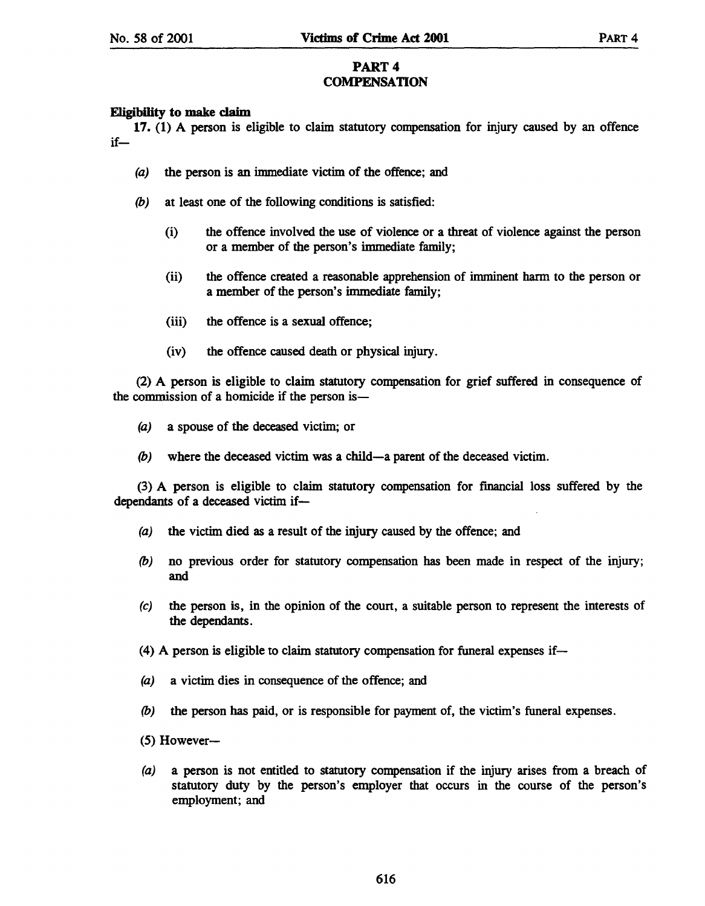## PART 4
## COMPENSATION

**Eligibility to make claim**

**17.** (1) A person is eligible to claim statutory compensation for injury caused by an offence if—

*(a)* the person is an immediate victim of the offence; and

*(b)* at least one of the following conditions is satisfied:

(i) the offence involved the use of violence or a threat of violence against the person or a member of the person's immediate family;

(ii) the offence created a reasonable apprehension of imminent harm to the person or a member of the person's immediate family;

(iii) the offence is a sexual offence;

(iv) the offence caused death or physical injury.

(2) A person is eligible to claim statutory compensation for grief suffered in consequence of the commission of a homicide if the person is—

*(a)* a spouse of the deceased victim; or

*(b)* where the deceased victim was a child—a parent of the deceased victim.

(3) A person is eligible to claim statutory compensation for financial loss suffered by the dependants of a deceased victim if—

*(a)* the victim died as a result of the injury caused by the offence; and

*(b)* no previous order for statutory compensation has been made in respect of the injury; and

*(c)* the person is, in the opinion of the court, a suitable person to represent the interests of the dependants.

(4) A person is eligible to claim statutory compensation for funeral expenses if—

*(a)* a victim dies in consequence of the offence; and

*(b)* the person has paid, or is responsible for payment of, the victim's funeral expenses.

(5) However—

*(a)* a person is not entitled to statutory compensation if the injury arises from a breach of statutory duty by the person's employer that occurs in the course of the person's employment; and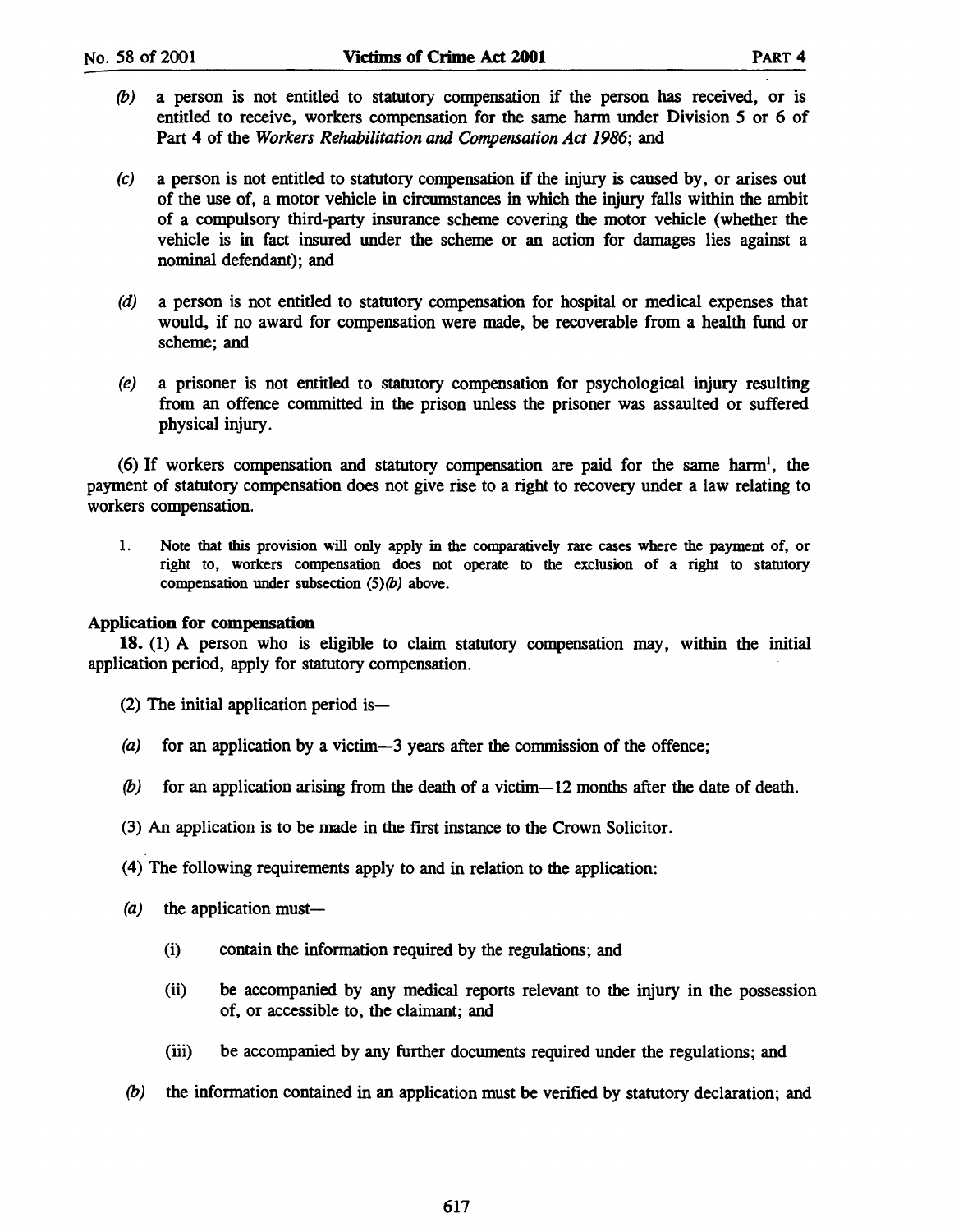*(b)* a person is not entitled to statutory compensation if the person has received, or is entitled to receive, workers compensation for the same harm under Division 5 or 6 of Part 4 of the *Workers Rehabilitation and Compensation Act 1986*; and

*(c)* a person is not entitled to statutory compensation if the injury is caused by, or arises out of the use of, a motor vehicle in circumstances in which the injury falls within the ambit of a compulsory third-party insurance scheme covering the motor vehicle (whether the vehicle is in fact insured under the scheme or an action for damages lies against a nominal defendant); and

*(d)* a person is not entitled to statutory compensation for hospital or medical expenses that would, if no award for compensation were made, be recoverable from a health fund or scheme; and

*(e)* a prisoner is not entitled to statutory compensation for psychological injury resulting from an offence committed in the prison unless the prisoner was assaulted or suffered physical injury.

(6) If workers compensation and statutory compensation are paid for the same harm[1], the payment of statutory compensation does not give rise to a right to recovery under a law relating to workers compensation.

1. Note that this provision will only apply in the comparatively rare cases where the payment of, or right to, workers compensation does not operate to the exclusion of a right to statutory compensation under subsection (5)*(b)* above.

**Application for compensation**

**18.** (1) A person who is eligible to claim statutory compensation may, within the initial application period, apply for statutory compensation.

(2) The initial application period is—

*(a)* for an application by a victim—3 years after the commission of the offence;

*(b)* for an application arising from the death of a victim—12 months after the date of death.

(3) An application is to be made in the first instance to the Crown Solicitor.

(4) The following requirements apply to and in relation to the application:

*(a)* the application must—

(i) contain the information required by the regulations; and

(ii) be accompanied by any medical reports relevant to the injury in the possession of, or accessible to, the claimant; and

(iii) be accompanied by any further documents required under the regulations; and

*(b)* the information contained in an application must be verified by statutory declaration; and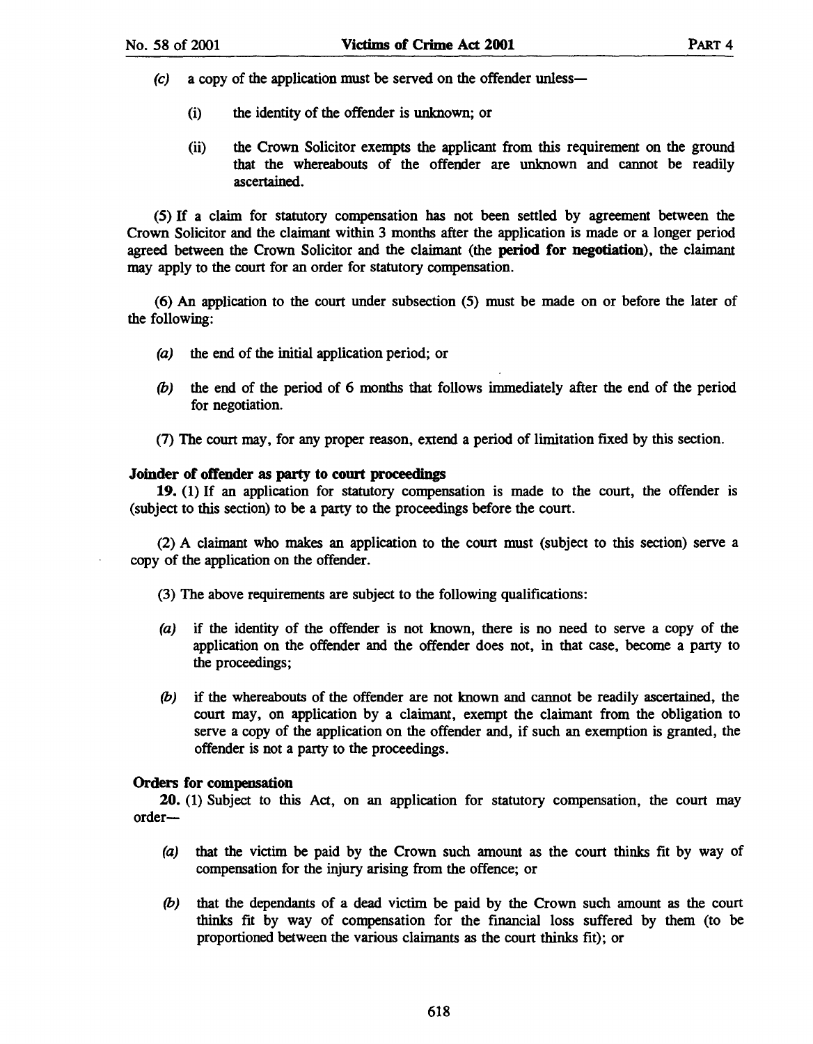(c) a copy of the application must be served on the offender unless—

  (i) the identity of the offender is unknown; or

  (ii) the Crown Solicitor exempts the applicant from this requirement on the ground that the whereabouts of the offender are unknown and cannot be readily ascertained.

(5) If a claim for statutory compensation has not been settled by agreement between the Crown Solicitor and the claimant within 3 months after the application is made or a longer period agreed between the Crown Solicitor and the claimant (the **period for negotiation**), the claimant may apply to the court for an order for statutory compensation.

(6) An application to the court under subsection (5) must be made on or before the later of the following:

(a) the end of the initial application period; or

(b) the end of the period of 6 months that follows immediately after the end of the period for negotiation.

(7) The court may, for any proper reason, extend a period of limitation fixed by this section.

**Joinder of offender as party to court proceedings**

**19.** (1) If an application for statutory compensation is made to the court, the offender is (subject to this section) to be a party to the proceedings before the court.

(2) A claimant who makes an application to the court must (subject to this section) serve a copy of the application on the offender.

(3) The above requirements are subject to the following qualifications:

(a) if the identity of the offender is not known, there is no need to serve a copy of the application on the offender and the offender does not, in that case, become a party to the proceedings;

(b) if the whereabouts of the offender are not known and cannot be readily ascertained, the court may, on application by a claimant, exempt the claimant from the obligation to serve a copy of the application on the offender and, if such an exemption is granted, the offender is not a party to the proceedings.

**Orders for compensation**

**20.** (1) Subject to this Act, on an application for statutory compensation, the court may order—

(a) that the victim be paid by the Crown such amount as the court thinks fit by way of compensation for the injury arising from the offence; or

(b) that the dependants of a dead victim be paid by the Crown such amount as the court thinks fit by way of compensation for the financial loss suffered by them (to be proportioned between the various claimants as the court thinks fit); or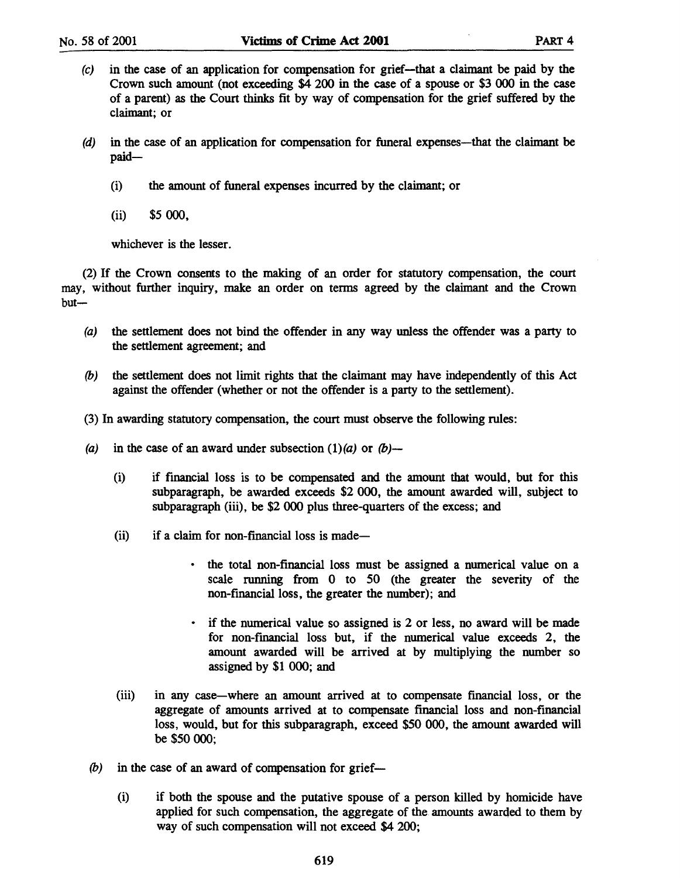*(c)* in the case of an application for compensation for grief—that a claimant be paid by the Crown such amount (not exceeding $4 200 in the case of a spouse or $3 000 in the case of a parent) as the Court thinks fit by way of compensation for the grief suffered by the claimant; or

*(d)* in the case of an application for compensation for funeral expenses—that the claimant be paid—

(i) the amount of funeral expenses incurred by the claimant; or

(ii) $5 000,

whichever is the lesser.

(2) If the Crown consents to the making of an order for statutory compensation, the court may, without further inquiry, make an order on terms agreed by the claimant and the Crown but—

*(a)* the settlement does not bind the offender in any way unless the offender was a party to the settlement agreement; and

*(b)* the settlement does not limit rights that the claimant may have independently of this Act against the offender (whether or not the offender is a party to the settlement).

(3) In awarding statutory compensation, the court must observe the following rules:

*(a)* in the case of an award under subsection (1)*(a)* or *(b)*—

(i) if financial loss is to be compensated and the amount that would, but for this subparagraph, be awarded exceeds $2 000, the amount awarded will, subject to subparagraph (iii), be $2 000 plus three-quarters of the excess; and

(ii) if a claim for non-financial loss is made—

- the total non-financial loss must be assigned a numerical value on a scale running from 0 to 50 (the greater the severity of the non-financial loss, the greater the number); and
- if the numerical value so assigned is 2 or less, no award will be made for non-financial loss but, if the numerical value exceeds 2, the amount awarded will be arrived at by multiplying the number so assigned by $1 000; and

(iii) in any case—where an amount arrived at to compensate financial loss, or the aggregate of amounts arrived at to compensate financial loss and non-financial loss, would, but for this subparagraph, exceed $50 000, the amount awarded will be $50 000;

*(b)* in the case of an award of compensation for grief—

(i) if both the spouse and the putative spouse of a person killed by homicide have applied for such compensation, the aggregate of the amounts awarded to them by way of such compensation will not exceed $4 200;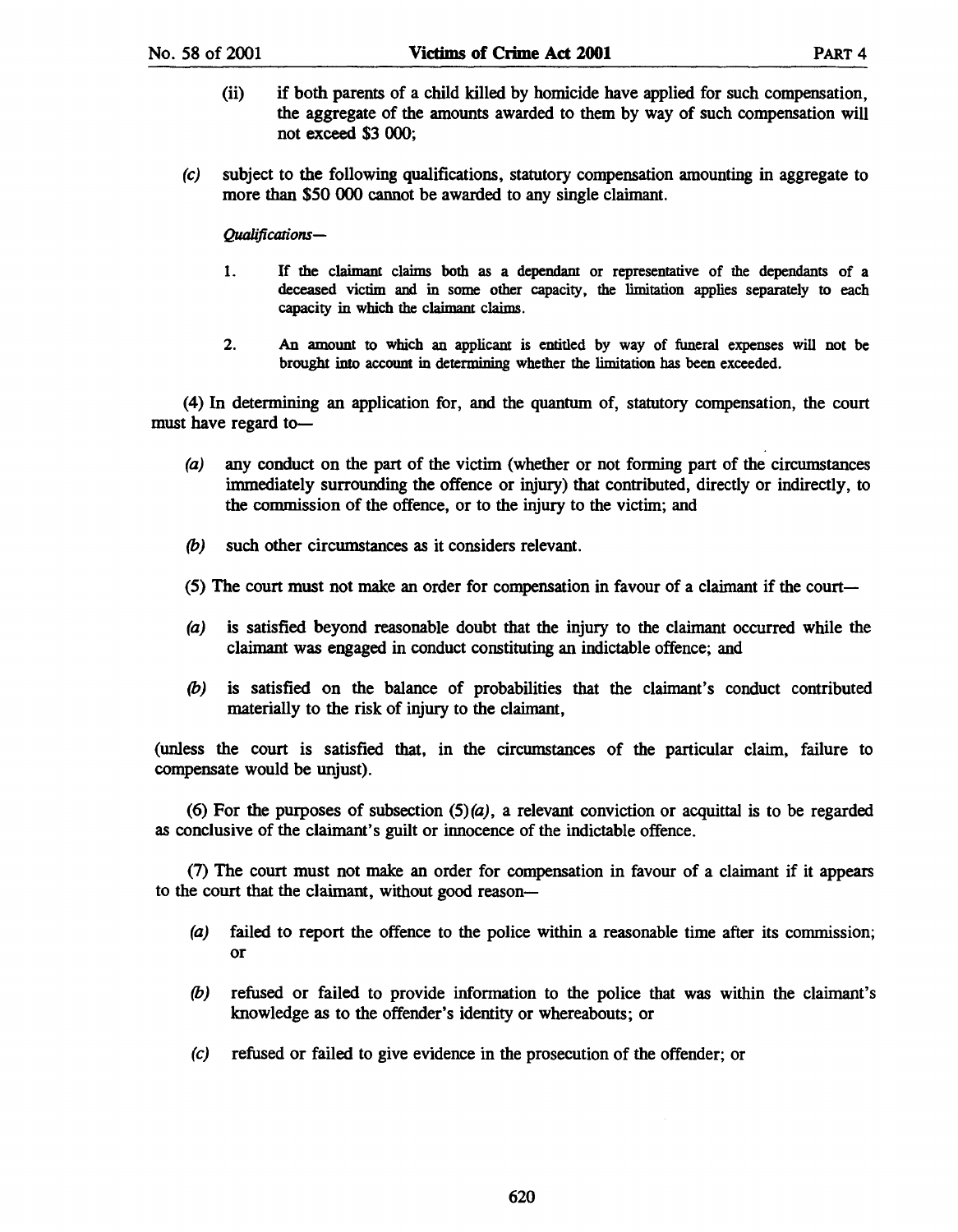(ii) if both parents of a child killed by homicide have applied for such compensation, the aggregate of the amounts awarded to them by way of such compensation will not exceed $3 000;

*(c)* subject to the following qualifications, statutory compensation amounting in aggregate to more than $50 000 cannot be awarded to any single claimant.

*Qualifications—*

1. If the claimant claims both as a dependant or representative of the dependants of a deceased victim and in some other capacity, the limitation applies separately to each capacity in which the claimant claims.

2. An amount to which an applicant is entitled by way of funeral expenses will not be brought into account in determining whether the limitation has been exceeded.

(4) In determining an application for, and the quantum of, statutory compensation, the court must have regard to—

*(a)* any conduct on the part of the victim (whether or not forming part of the circumstances immediately surrounding the offence or injury) that contributed, directly or indirectly, to the commission of the offence, or to the injury to the victim; and

*(b)* such other circumstances as it considers relevant.

(5) The court must not make an order for compensation in favour of a claimant if the court—

*(a)* is satisfied beyond reasonable doubt that the injury to the claimant occurred while the claimant was engaged in conduct constituting an indictable offence; and

*(b)* is satisfied on the balance of probabilities that the claimant's conduct contributed materially to the risk of injury to the claimant,

(unless the court is satisfied that, in the circumstances of the particular claim, failure to compensate would be unjust).

(6) For the purposes of subsection (5)*(a)*, a relevant conviction or acquittal is to be regarded as conclusive of the claimant's guilt or innocence of the indictable offence.

(7) The court must not make an order for compensation in favour of a claimant if it appears to the court that the claimant, without good reason—

*(a)* failed to report the offence to the police within a reasonable time after its commission; or

*(b)* refused or failed to provide information to the police that was within the claimant's knowledge as to the offender's identity or whereabouts; or

*(c)* refused or failed to give evidence in the prosecution of the offender; or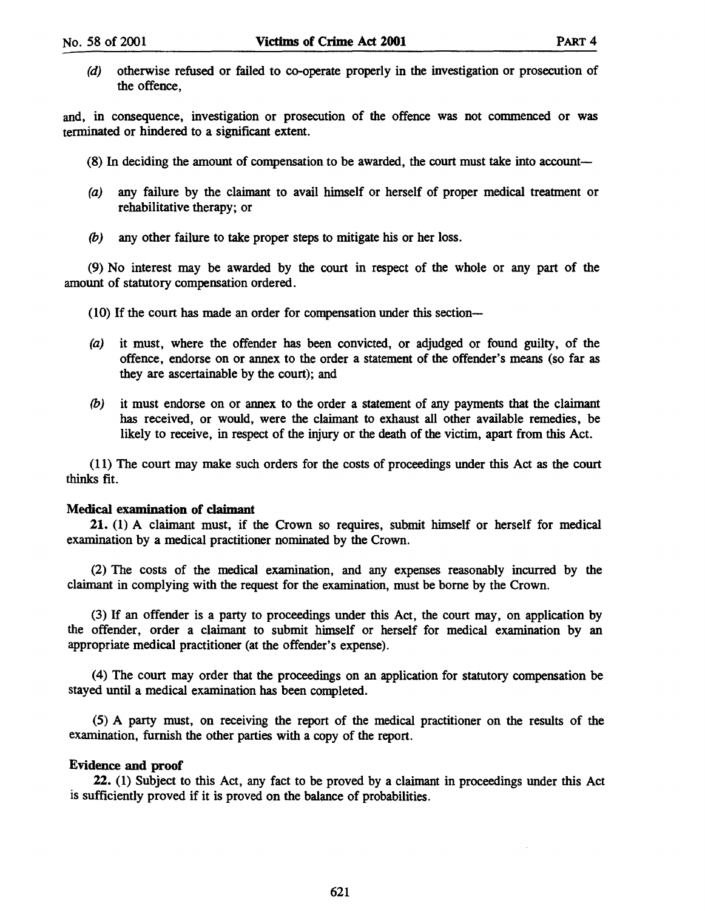*(d)* otherwise refused or failed to co-operate properly in the investigation or prosecution of the offence,

and, in consequence, investigation or prosecution of the offence was not commenced or was terminated or hindered to a significant extent.

(8) In deciding the amount of compensation to be awarded, the court must take into account—

*(a)* any failure by the claimant to avail himself or herself of proper medical treatment or rehabilitative therapy; or

*(b)* any other failure to take proper steps to mitigate his or her loss.

(9) No interest may be awarded by the court in respect of the whole or any part of the amount of statutory compensation ordered.

(10) If the court has made an order for compensation under this section—

*(a)* it must, where the offender has been convicted, or adjudged or found guilty, of the offence, endorse on or annex to the order a statement of the offender's means (so far as they are ascertainable by the court); and

*(b)* it must endorse on or annex to the order a statement of any payments that the claimant has received, or would, were the claimant to exhaust all other available remedies, be likely to receive, in respect of the injury or the death of the victim, apart from this Act.

(11) The court may make such orders for the costs of proceedings under this Act as the court thinks fit.

**Medical examination of claimant**

**21.** (1) A claimant must, if the Crown so requires, submit himself or herself for medical examination by a medical practitioner nominated by the Crown.

(2) The costs of the medical examination, and any expenses reasonably incurred by the claimant in complying with the request for the examination, must be borne by the Crown.

(3) If an offender is a party to proceedings under this Act, the court may, on application by the offender, order a claimant to submit himself or herself for medical examination by an appropriate medical practitioner (at the offender's expense).

(4) The court may order that the proceedings on an application for statutory compensation be stayed until a medical examination has been completed.

(5) A party must, on receiving the report of the medical practitioner on the results of the examination, furnish the other parties with a copy of the report.

**Evidence and proof**

**22.** (1) Subject to this Act, any fact to be proved by a claimant in proceedings under this Act is sufficiently proved if it is proved on the balance of probabilities.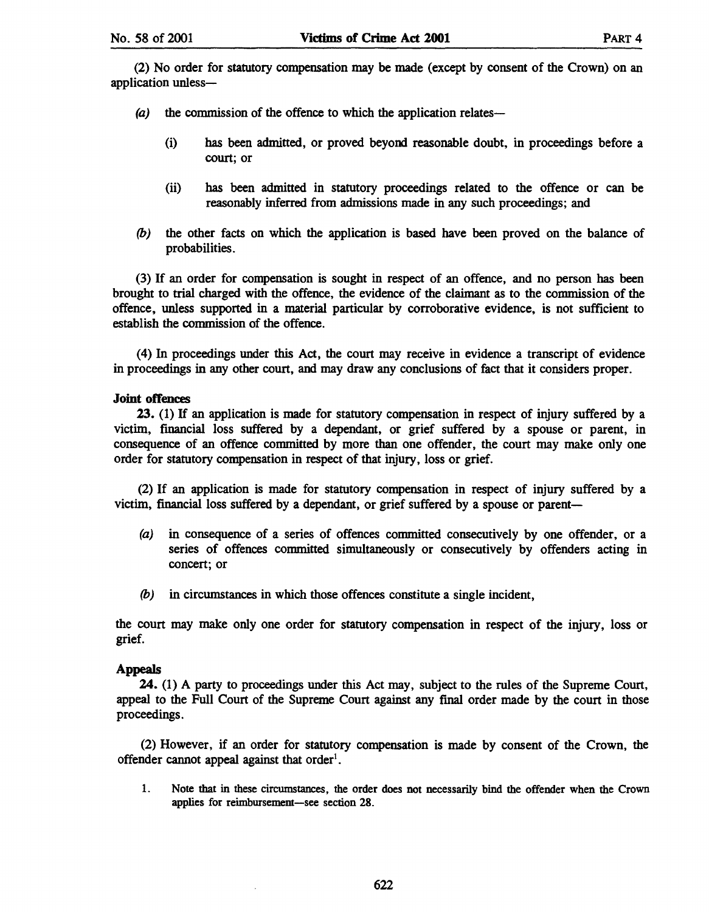(2) No order for statutory compensation may be made (except by consent of the Crown) on an application unless—

*(a)* the commission of the offence to which the application relates—

(i) has been admitted, or proved beyond reasonable doubt, in proceedings before a court; or

(ii) has been admitted in statutory proceedings related to the offence or can be reasonably inferred from admissions made in any such proceedings; and

*(b)* the other facts on which the application is based have been proved on the balance of probabilities.

(3) If an order for compensation is sought in respect of an offence, and no person has been brought to trial charged with the offence, the evidence of the claimant as to the commission of the offence, unless supported in a material particular by corroborative evidence, is not sufficient to establish the commission of the offence.

(4) In proceedings under this Act, the court may receive in evidence a transcript of evidence in proceedings in any other court, and may draw any conclusions of fact that it considers proper.

**Joint offences**

**23.** (1) If an application is made for statutory compensation in respect of injury suffered by a victim, financial loss suffered by a dependant, or grief suffered by a spouse or parent, in consequence of an offence committed by more than one offender, the court may make only one order for statutory compensation in respect of that injury, loss or grief.

(2) If an application is made for statutory compensation in respect of injury suffered by a victim, financial loss suffered by a dependant, or grief suffered by a spouse or parent—

*(a)* in consequence of a series of offences committed consecutively by one offender, or a series of offences committed simultaneously or consecutively by offenders acting in concert; or

*(b)* in circumstances in which those offences constitute a single incident,

the court may make only one order for statutory compensation in respect of the injury, loss or grief.

**Appeals**

**24.** (1) A party to proceedings under this Act may, subject to the rules of the Supreme Court, appeal to the Full Court of the Supreme Court against any final order made by the court in those proceedings.

(2) However, if an order for statutory compensation is made by consent of the Crown, the offender cannot appeal against that order[1].

1. Note that in these circumstances, the order does not necessarily bind the offender when the Crown applies for reimbursement—see section 28.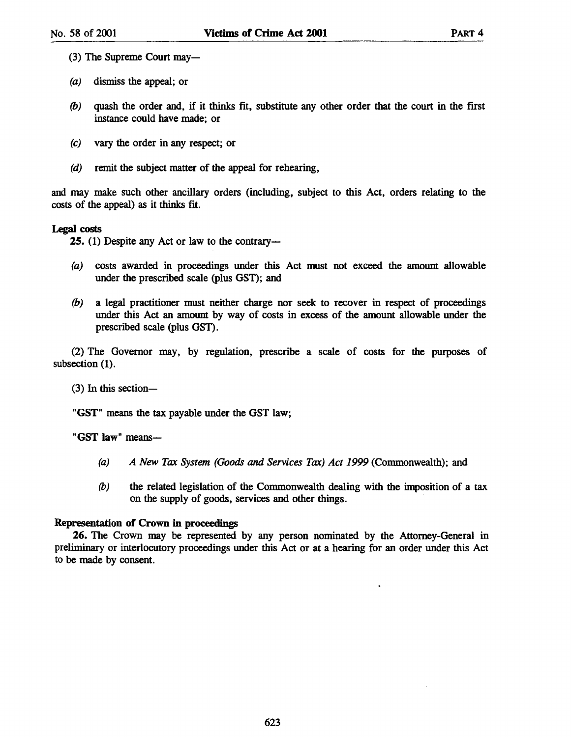(3) The Supreme Court may—

*(a)* dismiss the appeal; or

*(b)* quash the order and, if it thinks fit, substitute any other order that the court in the first instance could have made; or

*(c)* vary the order in any respect; or

*(d)* remit the subject matter of the appeal for rehearing,

and may make such other ancillary orders (including, subject to this Act, orders relating to the costs of the appeal) as it thinks fit.

**Legal costs**

**25.** (1) Despite any Act or law to the contrary—

*(a)* costs awarded in proceedings under this Act must not exceed the amount allowable under the prescribed scale (plus GST); and

*(b)* a legal practitioner must neither charge nor seek to recover in respect of proceedings under this Act an amount by way of costs in excess of the amount allowable under the prescribed scale (plus GST).

(2) The Governor may, by regulation, prescribe a scale of costs for the purposes of subsection (1).

(3) In this section—

"**GST**" means the tax payable under the GST law;

"**GST law**" means—

*(a)* *A New Tax System (Goods and Services Tax) Act 1999* (Commonwealth); and

*(b)* the related legislation of the Commonwealth dealing with the imposition of a tax on the supply of goods, services and other things.

**Representation of Crown in proceedings**

**26.** The Crown may be represented by any person nominated by the Attorney-General in preliminary or interlocutory proceedings under this Act or at a hearing for an order under this Act to be made by consent.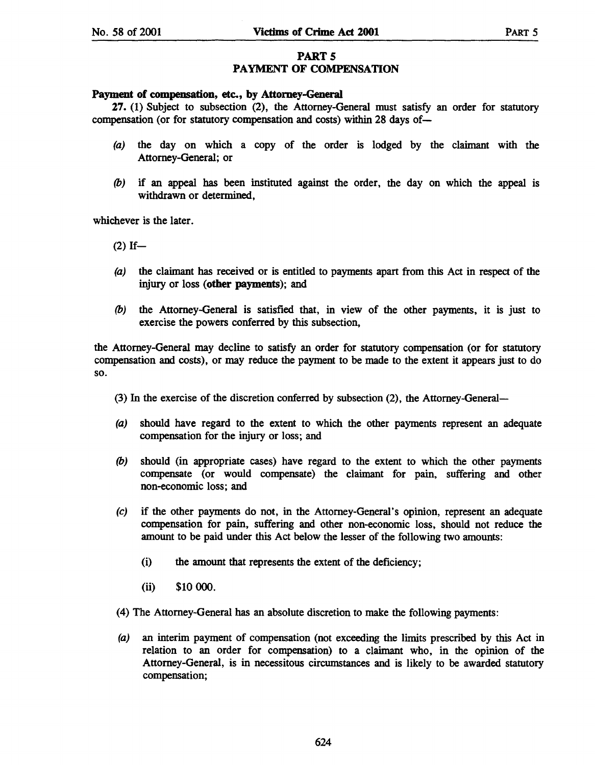## PART 5
## PAYMENT OF COMPENSATION

**Payment of compensation, etc., by Attorney-General**

**27.** (1) Subject to subsection (2), the Attorney-General must satisfy an order for statutory compensation (or for statutory compensation and costs) within 28 days of—

*(a)* the day on which a copy of the order is lodged by the claimant with the Attorney-General; or

*(b)* if an appeal has been instituted against the order, the day on which the appeal is withdrawn or determined,

whichever is the later.

(2) If—

*(a)* the claimant has received or is entitled to payments apart from this Act in respect of the injury or loss (**other payments**); and

*(b)* the Attorney-General is satisfied that, in view of the other payments, it is just to exercise the powers conferred by this subsection,

the Attorney-General may decline to satisfy an order for statutory compensation (or for statutory compensation and costs), or may reduce the payment to be made to the extent it appears just to do so.

(3) In the exercise of the discretion conferred by subsection (2), the Attorney-General—

*(a)* should have regard to the extent to which the other payments represent an adequate compensation for the injury or loss; and

*(b)* should (in appropriate cases) have regard to the extent to which the other payments compensate (or would compensate) the claimant for pain, suffering and other non-economic loss; and

*(c)* if the other payments do not, in the Attorney-General's opinion, represent an adequate compensation for pain, suffering and other non-economic loss, should not reduce the amount to be paid under this Act below the lesser of the following two amounts:

(i) the amount that represents the extent of the deficiency;

(ii) $10 000.

(4) The Attorney-General has an absolute discretion to make the following payments:

*(a)* an interim payment of compensation (not exceeding the limits prescribed by this Act in relation to an order for compensation) to a claimant who, in the opinion of the Attorney-General, is in necessitous circumstances and is likely to be awarded statutory compensation;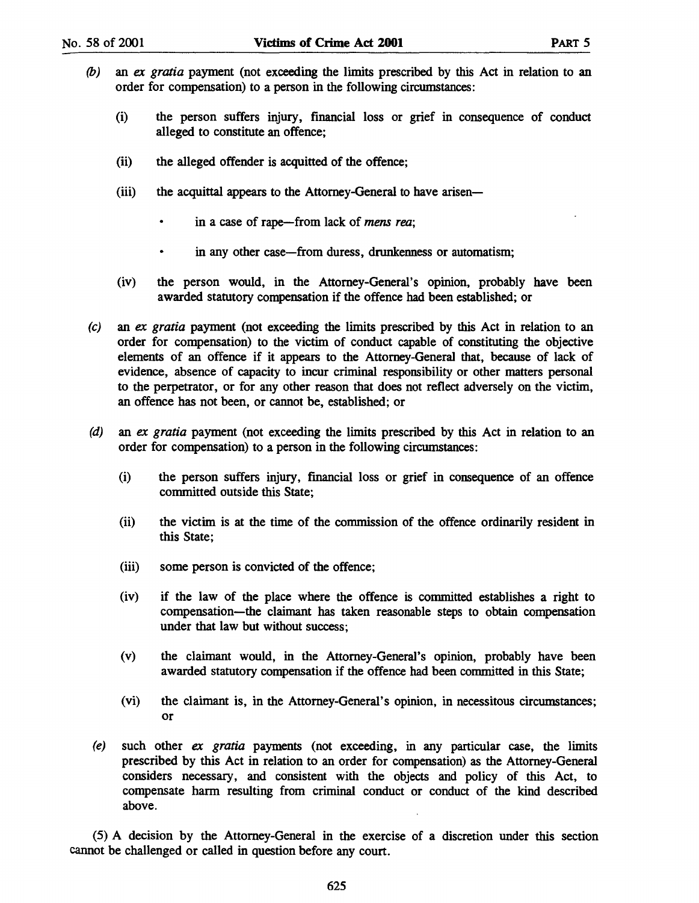*(b)* an *ex gratia* payment (not exceeding the limits prescribed by this Act in relation to an order for compensation) to a person in the following circumstances:

  (i) the person suffers injury, financial loss or grief in consequence of conduct alleged to constitute an offence;

  (ii) the alleged offender is acquitted of the offence;

  (iii) the acquittal appears to the Attorney-General to have arisen—

   - in a case of rape—from lack of *mens rea*;

   - in any other case—from duress, drunkenness or automatism;

  (iv) the person would, in the Attorney-General's opinion, probably have been awarded statutory compensation if the offence had been established; or

*(c)* an *ex gratia* payment (not exceeding the limits prescribed by this Act in relation to an order for compensation) to the victim of conduct capable of constituting the objective elements of an offence if it appears to the Attorney-General that, because of lack of evidence, absence of capacity to incur criminal responsibility or other matters personal to the perpetrator, or for any other reason that does not reflect adversely on the victim, an offence has not been, or cannot be, established; or

*(d)* an *ex gratia* payment (not exceeding the limits prescribed by this Act in relation to an order for compensation) to a person in the following circumstances:

  (i) the person suffers injury, financial loss or grief in consequence of an offence committed outside this State;

  (ii) the victim is at the time of the commission of the offence ordinarily resident in this State;

  (iii) some person is convicted of the offence;

  (iv) if the law of the place where the offence is committed establishes a right to compensation—the claimant has taken reasonable steps to obtain compensation under that law but without success;

  (v) the claimant would, in the Attorney-General's opinion, probably have been awarded statutory compensation if the offence had been committed in this State;

  (vi) the claimant is, in the Attorney-General's opinion, in necessitous circumstances; or

*(e)* such other *ex gratia* payments (not exceeding, in any particular case, the limits prescribed by this Act in relation to an order for compensation) as the Attorney-General considers necessary, and consistent with the objects and policy of this Act, to compensate harm resulting from criminal conduct or conduct of the kind described above.

(5) A decision by the Attorney-General in the exercise of a discretion under this section cannot be challenged or called in question before any court.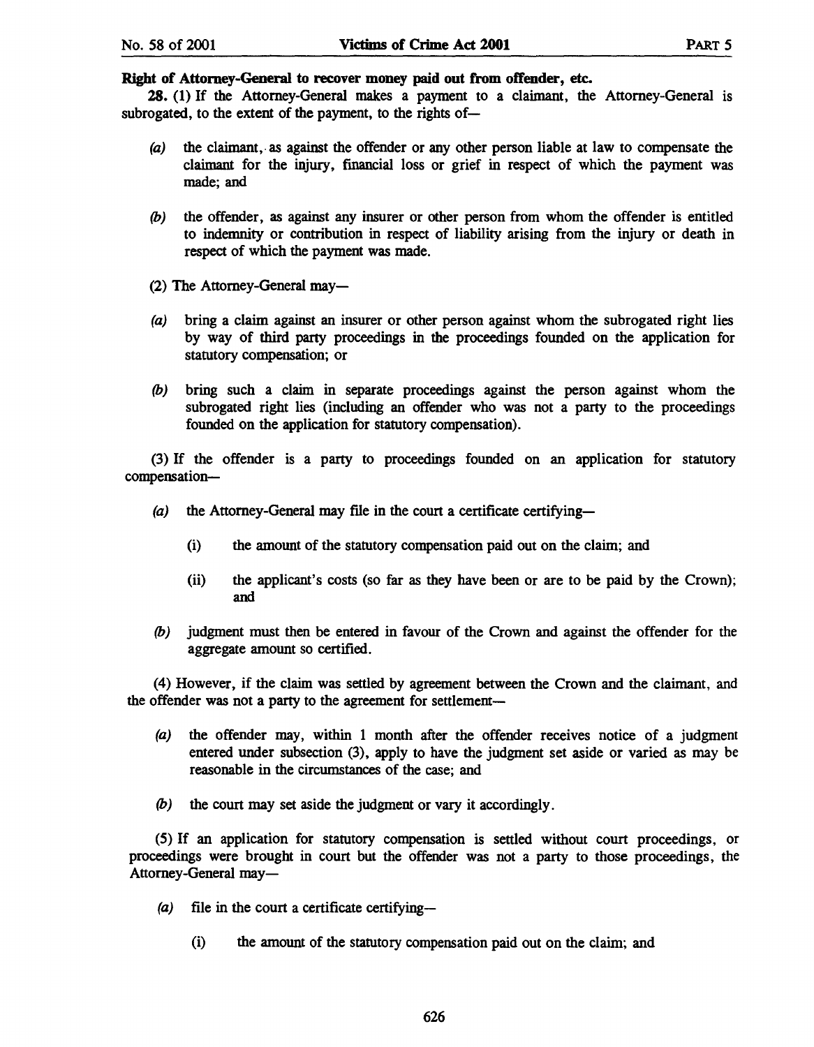**Right of Attorney-General to recover money paid out from offender, etc.**

**28.** (1) If the Attorney-General makes a payment to a claimant, the Attorney-General is subrogated, to the extent of the payment, to the rights of—

*(a)* the claimant, as against the offender or any other person liable at law to compensate the claimant for the injury, financial loss or grief in respect of which the payment was made; and

*(b)* the offender, as against any insurer or other person from whom the offender is entitled to indemnity or contribution in respect of liability arising from the injury or death in respect of which the payment was made.

(2) The Attorney-General may—

*(a)* bring a claim against an insurer or other person against whom the subrogated right lies by way of third party proceedings in the proceedings founded on the application for statutory compensation; or

*(b)* bring such a claim in separate proceedings against the person against whom the subrogated right lies (including an offender who was not a party to the proceedings founded on the application for statutory compensation).

(3) If the offender is a party to proceedings founded on an application for statutory compensation—

*(a)* the Attorney-General may file in the court a certificate certifying—

(i) the amount of the statutory compensation paid out on the claim; and

(ii) the applicant's costs (so far as they have been or are to be paid by the Crown); and

*(b)* judgment must then be entered in favour of the Crown and against the offender for the aggregate amount so certified.

(4) However, if the claim was settled by agreement between the Crown and the claimant, and the offender was not a party to the agreement for settlement—

*(a)* the offender may, within 1 month after the offender receives notice of a judgment entered under subsection (3), apply to have the judgment set aside or varied as may be reasonable in the circumstances of the case; and

*(b)* the court may set aside the judgment or vary it accordingly.

(5) If an application for statutory compensation is settled without court proceedings, or proceedings were brought in court but the offender was not a party to those proceedings, the Attorney-General may—

*(a)* file in the court a certificate certifying—

(i) the amount of the statutory compensation paid out on the claim; and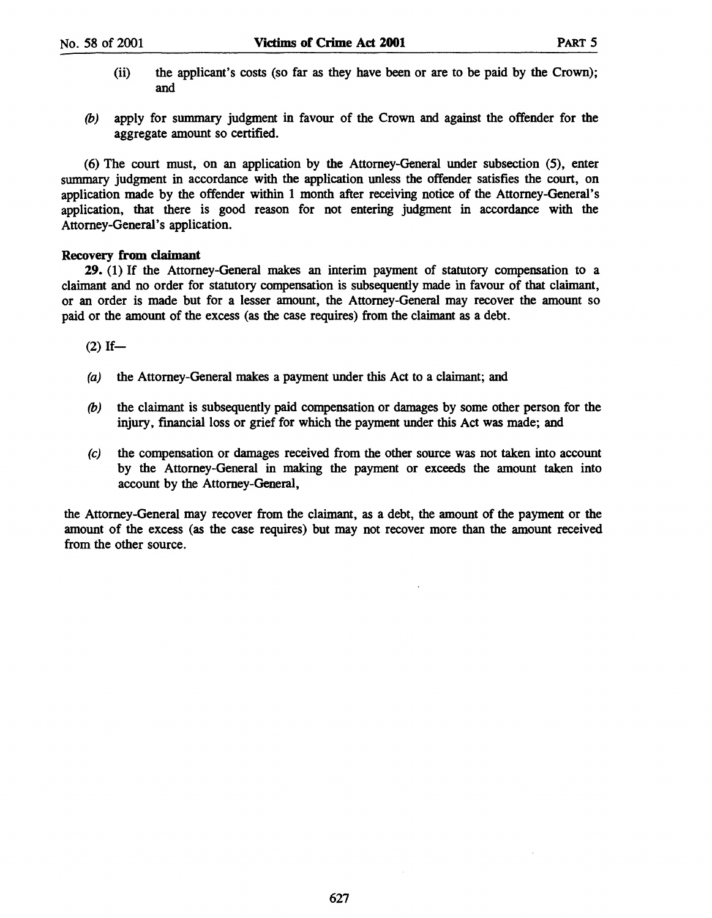(ii) the applicant's costs (so far as they have been or are to be paid by the Crown); and

*(b)* apply for summary judgment in favour of the Crown and against the offender for the aggregate amount so certified.

(6) The court must, on an application by the Attorney-General under subsection (5), enter summary judgment in accordance with the application unless the offender satisfies the court, on application made by the offender within 1 month after receiving notice of the Attorney-General's application, that there is good reason for not entering judgment in accordance with the Attorney-General's application.

**Recovery from claimant**

**29.** (1) If the Attorney-General makes an interim payment of statutory compensation to a claimant and no order for statutory compensation is subsequently made in favour of that claimant, or an order is made but for a lesser amount, the Attorney-General may recover the amount so paid or the amount of the excess (as the case requires) from the claimant as a debt.

(2) If—

*(a)* the Attorney-General makes a payment under this Act to a claimant; and

*(b)* the claimant is subsequently paid compensation or damages by some other person for the injury, financial loss or grief for which the payment under this Act was made; and

*(c)* the compensation or damages received from the other source was not taken into account by the Attorney-General in making the payment or exceeds the amount taken into account by the Attorney-General,

the Attorney-General may recover from the claimant, as a debt, the amount of the payment or the amount of the excess (as the case requires) but may not recover more than the amount received from the other source.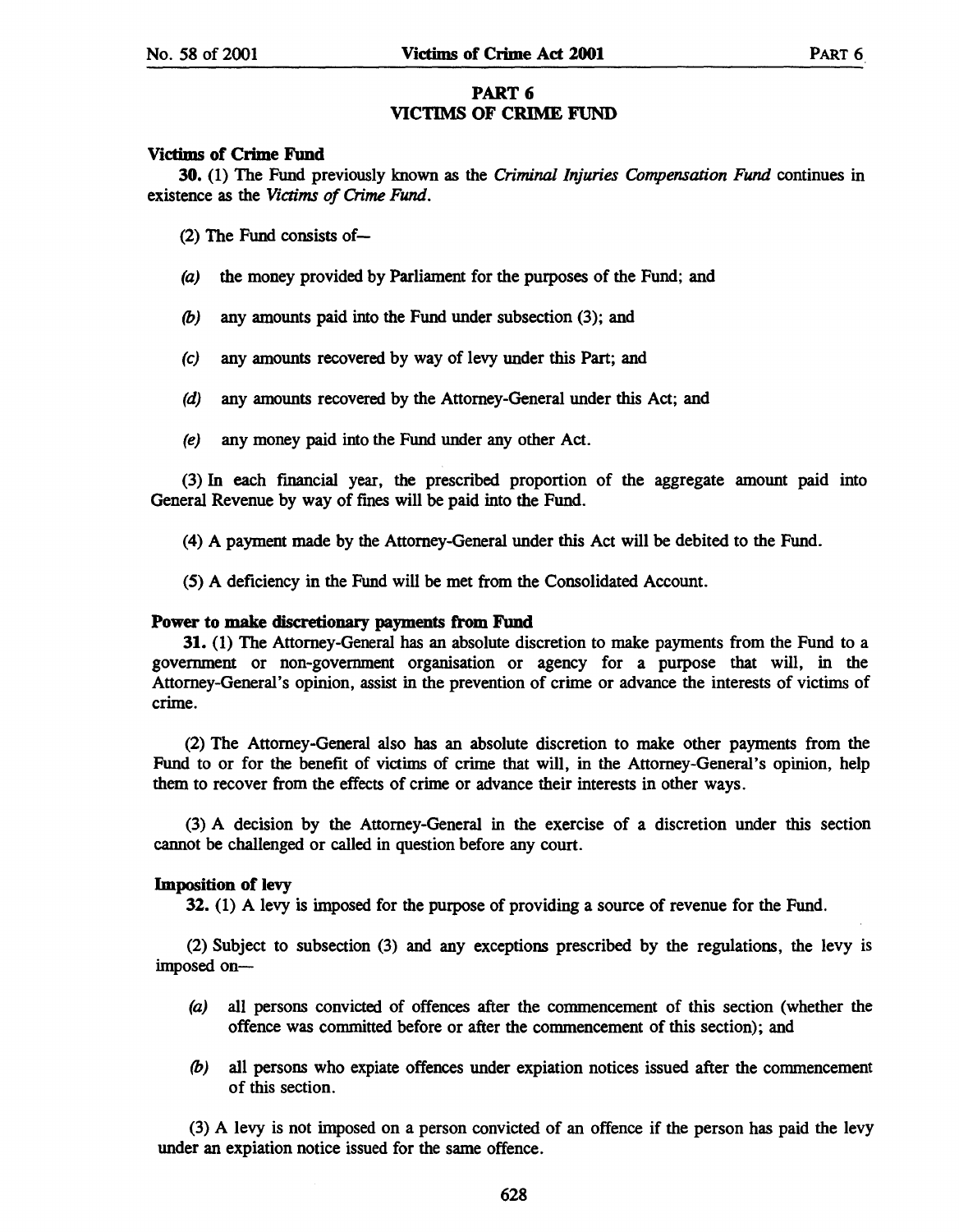## PART 6
## VICTIMS OF CRIME FUND

**Victims of Crime Fund**

**30.** (1) The Fund previously known as the *Criminal Injuries Compensation Fund* continues in existence as the *Victims of Crime Fund*.

(2) The Fund consists of—

*(a)* the money provided by Parliament for the purposes of the Fund; and

*(b)* any amounts paid into the Fund under subsection (3); and

*(c)* any amounts recovered by way of levy under this Part; and

*(d)* any amounts recovered by the Attorney-General under this Act; and

*(e)* any money paid into the Fund under any other Act.

(3) In each financial year, the prescribed proportion of the aggregate amount paid into General Revenue by way of fines will be paid into the Fund.

(4) A payment made by the Attorney-General under this Act will be debited to the Fund.

(5) A deficiency in the Fund will be met from the Consolidated Account.

**Power to make discretionary payments from Fund**

**31.** (1) The Attorney-General has an absolute discretion to make payments from the Fund to a government or non-government organisation or agency for a purpose that will, in the Attorney-General's opinion, assist in the prevention of crime or advance the interests of victims of crime.

(2) The Attorney-General also has an absolute discretion to make other payments from the Fund to or for the benefit of victims of crime that will, in the Attorney-General's opinion, help them to recover from the effects of crime or advance their interests in other ways.

(3) A decision by the Attorney-General in the exercise of a discretion under this section cannot be challenged or called in question before any court.

**Imposition of levy**

**32.** (1) A levy is imposed for the purpose of providing a source of revenue for the Fund.

(2) Subject to subsection (3) and any exceptions prescribed by the regulations, the levy is imposed on—

*(a)* all persons convicted of offences after the commencement of this section (whether the offence was committed before or after the commencement of this section); and

*(b)* all persons who expiate offences under expiation notices issued after the commencement of this section.

(3) A levy is not imposed on a person convicted of an offence if the person has paid the levy under an expiation notice issued for the same offence.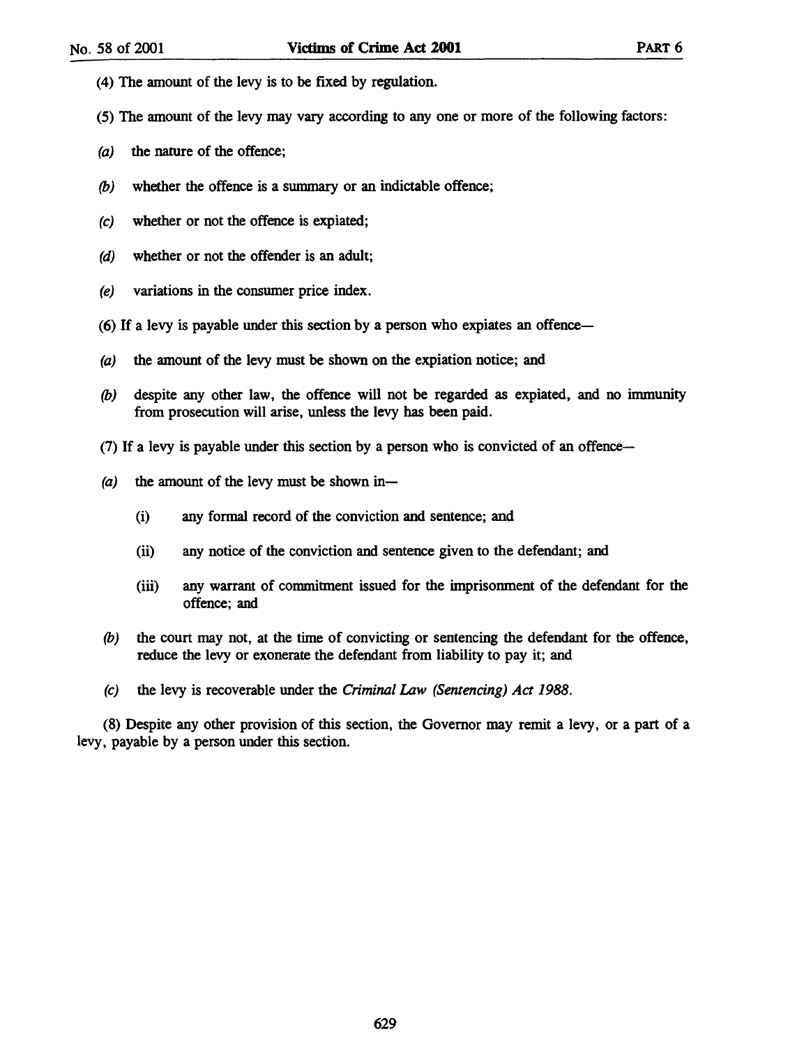(4) The amount of the levy is to be fixed by regulation.

(5) The amount of the levy may vary according to any one or more of the following factors:

*(a)* the nature of the offence;

*(b)* whether the offence is a summary or an indictable offence;

*(c)* whether or not the offence is expiated;

*(d)* whether or not the offender is an adult;

*(e)* variations in the consumer price index.

(6) If a levy is payable under this section by a person who expiates an offence—

*(a)* the amount of the levy must be shown on the expiation notice; and

*(b)* despite any other law, the offence will not be regarded as expiated, and no immunity from prosecution will arise, unless the levy has been paid.

(7) If a levy is payable under this section by a person who is convicted of an offence—

*(a)* the amount of the levy must be shown in—

(i) any formal record of the conviction and sentence; and

(ii) any notice of the conviction and sentence given to the defendant; and

(iii) any warrant of commitment issued for the imprisonment of the defendant for the offence; and

*(b)* the court may not, at the time of convicting or sentencing the defendant for the offence, reduce the levy or exonerate the defendant from liability to pay it; and

*(c)* the levy is recoverable under the *Criminal Law (Sentencing) Act 1988*.

(8) Despite any other provision of this section, the Governor may remit a levy, or a part of a levy, payable by a person under this section.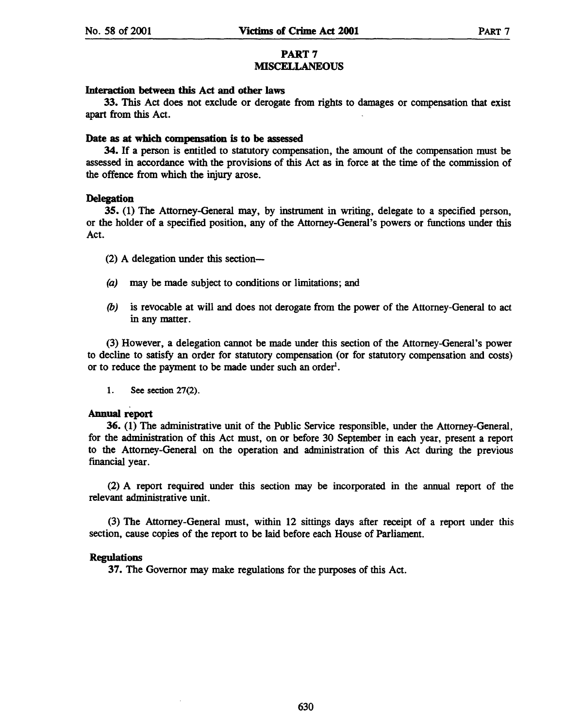## PART 7
## MISCELLANEOUS

**Interaction between this Act and other laws**

**33.** This Act does not exclude or derogate from rights to damages or compensation that exist apart from this Act.

**Date as at which compensation is to be assessed**

**34.** If a person is entitled to statutory compensation, the amount of the compensation must be assessed in accordance with the provisions of this Act as in force at the time of the commission of the offence from which the injury arose.

**Delegation**

**35.** (1) The Attorney-General may, by instrument in writing, delegate to a specified person, or the holder of a specified position, any of the Attorney-General's powers or functions under this Act.

(2) A delegation under this section—

*(a)* may be made subject to conditions or limitations; and

*(b)* is revocable at will and does not derogate from the power of the Attorney-General to act in any matter.

(3) However, a delegation cannot be made under this section of the Attorney-General's power to decline to satisfy an order for statutory compensation (or for statutory compensation and costs) or to reduce the payment to be made under such an order[1].

1. See section 27(2).

**Annual report**

**36.** (1) The administrative unit of the Public Service responsible, under the Attorney-General, for the administration of this Act must, on or before 30 September in each year, present a report to the Attorney-General on the operation and administration of this Act during the previous financial year.

(2) A report required under this section may be incorporated in the annual report of the relevant administrative unit.

(3) The Attorney-General must, within 12 sittings days after receipt of a report under this section, cause copies of the report to be laid before each House of Parliament.

**Regulations**

**37.** The Governor may make regulations for the purposes of this Act.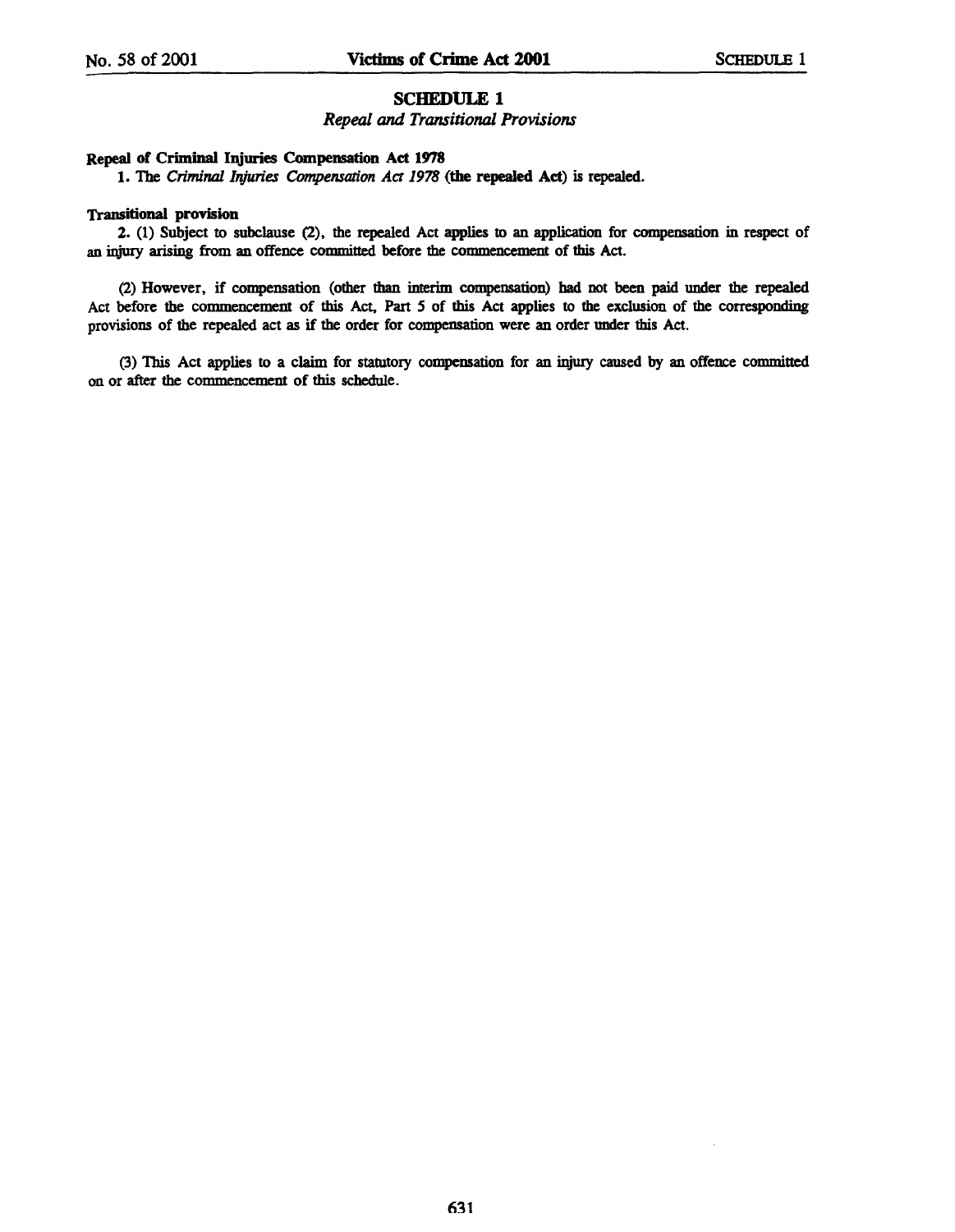## SCHEDULE 1

*Repeal and Transitional Provisions*

**Repeal of Criminal Injuries Compensation Act 1978**

**1.** The *Criminal Injuries Compensation Act 1978* (**the repealed Act**) is repealed.

**Transitional provision**

**2.** (1) Subject to subclause (2), the repealed Act applies to an application for compensation in respect of an injury arising from an offence committed before the commencement of this Act.

(2) However, if compensation (other than interim compensation) had not been paid under the repealed Act before the commencement of this Act, Part 5 of this Act applies to the exclusion of the corresponding provisions of the repealed act as if the order for compensation were an order under this Act.

(3) This Act applies to a claim for statutory compensation for an injury caused by an offence committed on or after the commencement of this schedule.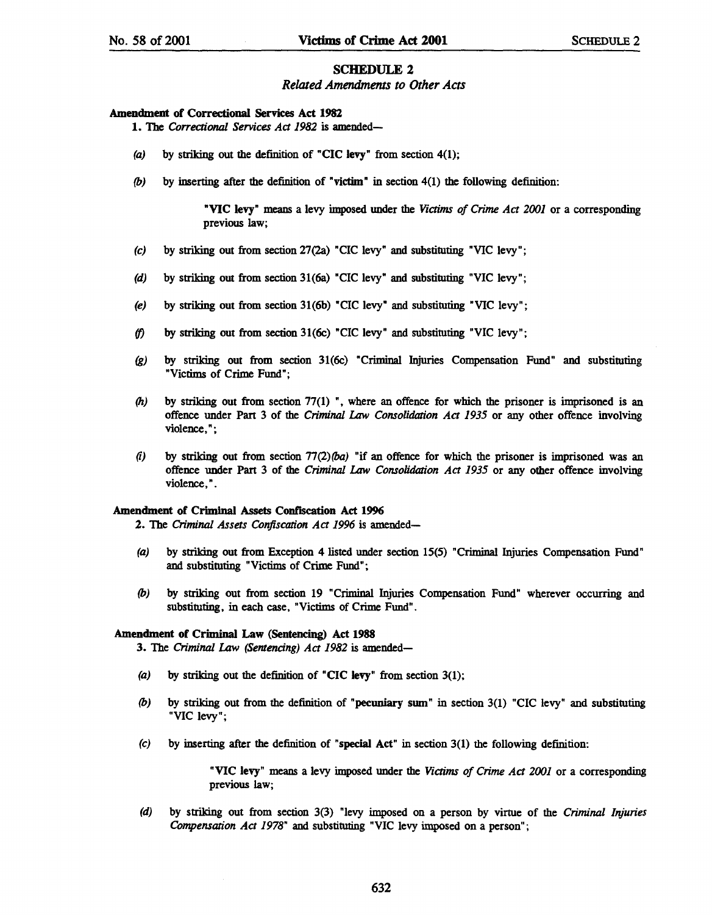## SCHEDULE 2

*Related Amendments to Other Acts*

**Amendment of Correctional Services Act 1982**

1. The *Correctional Services Act 1982* is amended—

   *(a)* by striking out the definition of "CIC levy" from section 4(1);

   *(b)* by inserting after the definition of "victim" in section 4(1) the following definition:

   > "VIC levy" means a levy imposed under the *Victims of Crime Act 2001* or a corresponding previous law;

   *(c)* by striking out from section 27(2a) "CIC levy" and substituting "VIC levy";

   *(d)* by striking out from section 31(6a) "CIC levy" and substituting "VIC levy";

   *(e)* by striking out from section 31(6b) "CIC levy" and substituting "VIC levy";

   *(f)* by striking out from section 31(6c) "CIC levy" and substituting "VIC levy";

   *(g)* by striking out from section 31(6c) "Criminal Injuries Compensation Fund" and substituting "Victims of Crime Fund";

   *(h)* by striking out from section 77(1) ", where an offence for which the prisoner is imprisoned is an offence under Part 3 of the *Criminal Law Consolidation Act 1935* or any other offence involving violence,";

   *(i)* by striking out from section 77(2)*(ba)* "if an offence for which the prisoner is imprisoned was an offence under Part 3 of the *Criminal Law Consolidation Act 1935* or any other offence involving violence,".

**Amendment of Criminal Assets Confiscation Act 1996**

2. The *Criminal Assets Confiscation Act 1996* is amended—

   *(a)* by striking out from Exception 4 listed under section 15(5) "Criminal Injuries Compensation Fund" and substituting "Victims of Crime Fund";

   *(b)* by striking out from section 19 "Criminal Injuries Compensation Fund" wherever occurring and substituting, in each case, "Victims of Crime Fund".

**Amendment of Criminal Law (Sentencing) Act 1988**

3. The *Criminal Law (Sentencing) Act 1982* is amended—

   *(a)* by striking out the definition of "CIC levy" from section 3(1);

   *(b)* by striking out from the definition of "pecuniary sum" in section 3(1) "CIC levy" and substituting "VIC levy";

   *(c)* by inserting after the definition of "special Act" in section 3(1) the following definition:

   > "VIC levy" means a levy imposed under the *Victims of Crime Act 2001* or a corresponding previous law;

   *(d)* by striking out from section 3(3) "levy imposed on a person by virtue of the *Criminal Injuries Compensation Act 1978*" and substituting "VIC levy imposed on a person";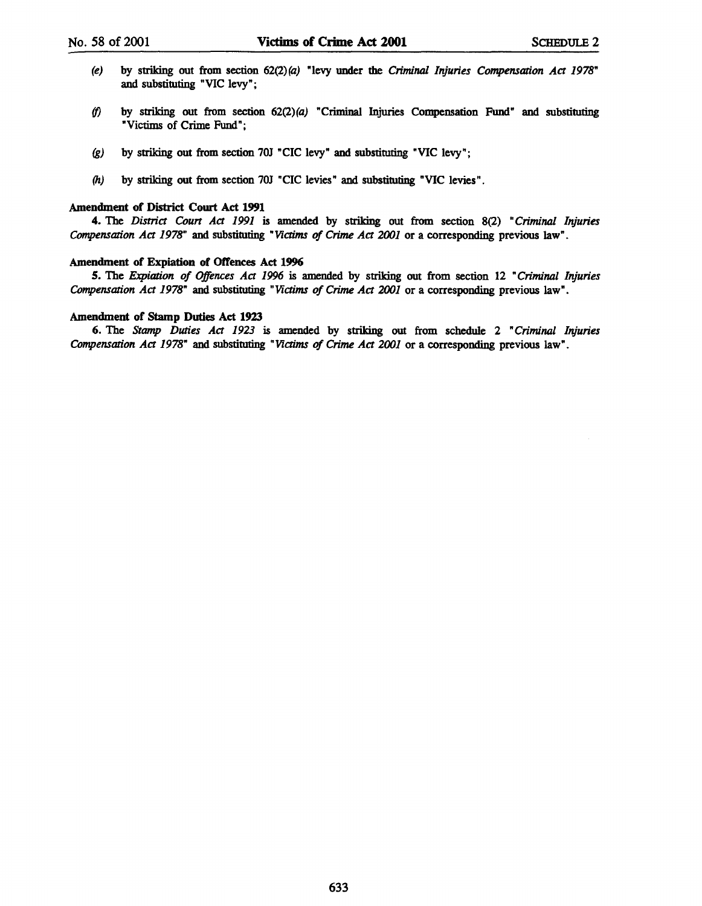(e) by striking out from section 62(2)*(a)* "levy under the *Criminal Injuries Compensation Act 1978*" and substituting "VIC levy";

(f) by striking out from section 62(2)*(a)* "Criminal Injuries Compensation Fund" and substituting "Victims of Crime Fund";

(g) by striking out from section 70J "CIC levy" and substituting "VIC levy";

(h) by striking out from section 70J "CIC levies" and substituting "VIC levies".

**Amendment of District Court Act 1991**

**4.** The *District Court Act 1991* is amended by striking out from section 8(2) "*Criminal Injuries Compensation Act 1978*" and substituting "*Victims of Crime Act 2001* or a corresponding previous law".

**Amendment of Expiation of Offences Act 1996**

**5.** The *Expiation of Offences Act 1996* is amended by striking out from section 12 "*Criminal Injuries Compensation Act 1978*" and substituting "*Victims of Crime Act 2001* or a corresponding previous law".

**Amendment of Stamp Duties Act 1923**

**6.** The *Stamp Duties Act 1923* is amended by striking out from schedule 2 "*Criminal Injuries Compensation Act 1978*" and substituting "*Victims of Crime Act 2001* or a corresponding previous law".